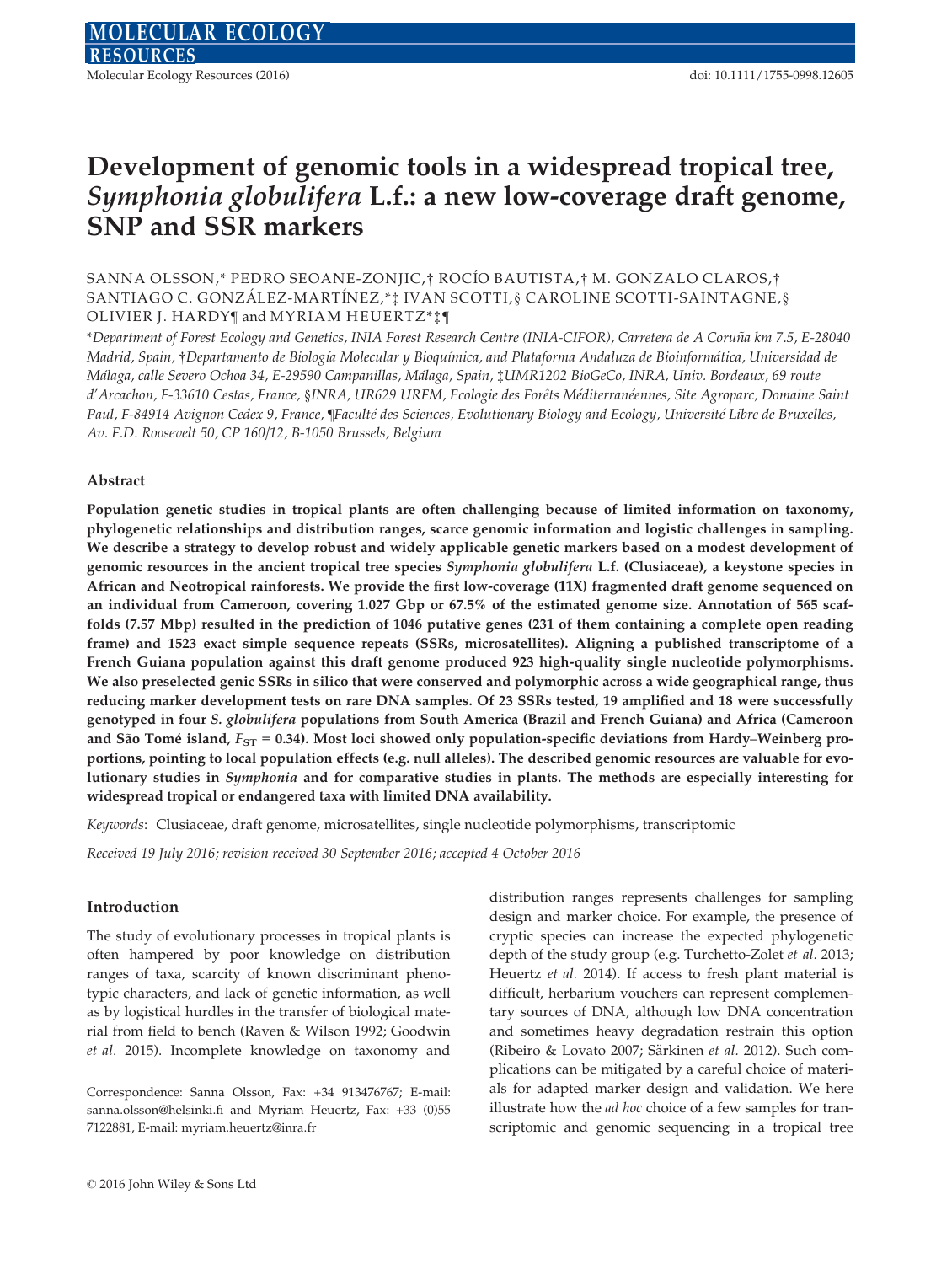# Development of genomic tools in a widespread tropical tree, *Symphonia globulifera* L.f.: a new low-coverage draft genome, SNP and SSR markers

SANNA OLSSON,* PEDRO SEOANE-ZONJIC,† ROCÍO BAUTISTA,† M. GONZALO CLAROS,† SANTIAGO C. GONZÁLEZ-MARTÍNEZ,*‡ IVAN SCOTTI,§ CAROLINE SCOTTI-SAINTAGNE,§ OLIVIER J. HARDY¶ and MYRIAM HEUERTZ*‡¶

*Department of Forest Ecology and Genetics, INIA Forest Research Centre (INIA-CIFOR), Carretera de A Coruña km 7.5, E-28040 Madrid, Spain, †Departamento de Biología Molecular y Bioquímica, and Plataforma Andaluza de Bioinformática, Universidad de Málaga, calle Severo Ochoa 34, E-29590 Campanillas, Málaga, Spain, ‡UMR1202 BioGeCo, INRA, Univ. Bordeaux, 69 route d'Arcachon, F-33610 Cestas, France, §INRA, UR629 URFM, Ecologie des Forêts Méditerranéennes, Site Agroparc, Domaine Saint Paul, F-84914 Avignon Cedex 9, France, ¶Faculté des Sciences, Evolutionary Biology and Ecology, Université Libre de Bruxelles, Av. F.D. Roosevelt 50, CP 160/12, B-1050 Brussels, Belgium*

## Abstract

**Population genetic studies in tropical plants are often challenging because of limited information on taxonomy, phylogenetic relationships and distribution ranges, scarce genomic information and logistic challenges in sampling. We describe a strategy to develop robust and widely applicable genetic markers based on a modest development of genomic resources in the ancient tropical tree species *Symphonia globulifera* L.f. (Clusiaceae), a keystone species in African and Neotropical rainforests. We provide the first low-coverage (11X) fragmented draft genome sequenced on an individual from Cameroon, covering 1.027 Gbp or 67.5% of the estimated genome size. Annotation of 565 scaffolds (7.57 Mbp) resulted in the prediction of 1046 putative genes (231 of them containing a complete open reading frame) and 1523 exact simple sequence repeats (SSRs, microsatellites). Aligning a published transcriptome of a French Guiana population against this draft genome produced 923 high-quality single nucleotide polymorphisms. We also preselected genic SSRs in silico that were conserved and polymorphic across a wide geographical range, thus reducing marker development tests on rare DNA samples. Of 23 SSRs tested, 19 amplified and 18 were successfully genotyped in four *S. globulifera* populations from South America (Brazil and French Guiana) and Africa (Cameroon and São Tomé island, $F_{ST}$ = 0.34). Most loci showed only population-specific deviations from Hardy–Weinberg proportions, pointing to local population effects (e.g. null alleles). The described genomic resources are valuable for evolutionary studies in *Symphonia* and for comparative studies in plants. The methods are especially interesting for widespread tropical or endangered taxa with limited DNA availability.**

*Keywords*: Clusiaceae, draft genome, microsatellites, single nucleotide polymorphisms, transcriptomic

*Received 19 July 2016; revision received 30 September 2016; accepted 4 October 2016*

## Introduction

The study of evolutionary processes in tropical plants is often hampered by poor knowledge on distribution ranges of taxa, scarcity of known discriminant phenotypic characters, and lack of genetic information, as well as by logistical hurdles in the transfer of biological material from field to bench (Raven & Wilson 1992; Goodwin *et al.* 2015). Incomplete knowledge on taxonomy and distribution ranges represents challenges for sampling design and marker choice. For example, the presence of cryptic species can increase the expected phylogenetic depth of the study group (e.g. Turchetto-Zolet *et al.* 2013; Heuertz *et al.* 2014). If access to fresh plant material is difficult, herbarium vouchers can represent complementary sources of DNA, although low DNA concentration and sometimes heavy degradation restrain this option (Ribeiro & Lovato 2007; Särkinen *et al.* 2012). Such complications can be mitigated by a careful choice of materials for adapted marker design and validation. We here illustrate how the *ad hoc* choice of a few samples for transcriptomic and genomic sequencing in a tropical tree

Correspondence: Sanna Olsson, Fax: +34 913476767; E-mail: sanna.olsson@helsinki.fi and Myriam Heuertz, Fax: +33 (0)55 7122881, E-mail: myriam.heuertz@inra.fr

© 2016 John Wiley & Sons Ltd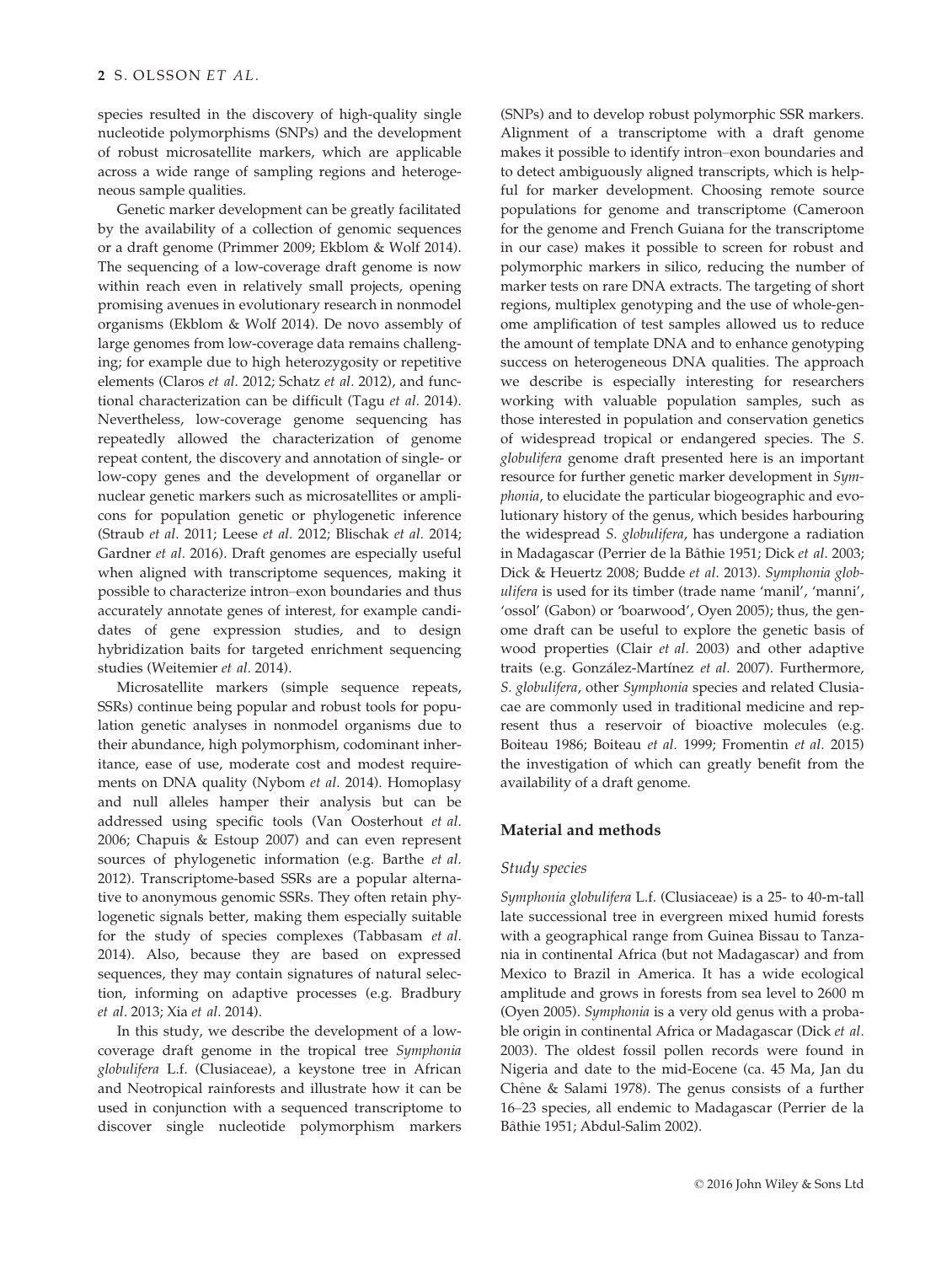species resulted in the discovery of high-quality single nucleotide polymorphisms (SNPs) and the development of robust microsatellite markers, which are applicable across a wide range of sampling regions and heterogeneous sample qualities.

Genetic marker development can be greatly facilitated by the availability of a collection of genomic sequences or a draft genome (Primmer 2009; Ekblom & Wolf 2014). The sequencing of a low-coverage draft genome is now within reach even in relatively small projects, opening promising avenues in evolutionary research in nonmodel organisms (Ekblom & Wolf 2014). De novo assembly of large genomes from low-coverage data remains challenging; for example due to high heterozygosity or repetitive elements (Claros *et al.* 2012; Schatz *et al.* 2012), and functional characterization can be difficult (Tagu *et al.* 2014). Nevertheless, low-coverage genome sequencing has repeatedly allowed the characterization of genome repeat content, the discovery and annotation of single- or low-copy genes and the development of organellar or nuclear genetic markers such as microsatellites or amplicons for population genetic or phylogenetic inference (Straub *et al.* 2011; Leese *et al.* 2012; Blischak *et al.* 2014; Gardner *et al.* 2016). Draft genomes are especially useful when aligned with transcriptome sequences, making it possible to characterize intron–exon boundaries and thus accurately annotate genes of interest, for example candidates of gene expression studies, and to design hybridization baits for targeted enrichment sequencing studies (Weitemier *et al.* 2014).

Microsatellite markers (simple sequence repeats, SSRs) continue being popular and robust tools for population genetic analyses in nonmodel organisms due to their abundance, high polymorphism, codominant inheritance, ease of use, moderate cost and modest requirements on DNA quality (Nybom *et al.* 2014). Homoplasy and null alleles hamper their analysis but can be addressed using specific tools (Van Oosterhout *et al.* 2006; Chapuis & Estoup 2007) and can even represent sources of phylogenetic information (e.g. Barthe *et al.* 2012). Transcriptome-based SSRs are a popular alternative to anonymous genomic SSRs. They often retain phylogenetic signals better, making them especially suitable for the study of species complexes (Tabbasam *et al.* 2014). Also, because they are based on expressed sequences, they may contain signatures of natural selection, informing on adaptive processes (e.g. Bradbury *et al.* 2013; Xia *et al.* 2014).

In this study, we describe the development of a low-coverage draft genome in the tropical tree *Symphonia globulifera* L.f. (Clusiaceae), a keystone tree in African and Neotropical rainforests and illustrate how it can be used in conjunction with a sequenced transcriptome to discover single nucleotide polymorphism markers (SNPs) and to develop robust polymorphic SSR markers. Alignment of a transcriptome with a draft genome makes it possible to identify intron–exon boundaries and to detect ambiguously aligned transcripts, which is helpful for marker development. Choosing remote source populations for genome and transcriptome (Cameroon for the genome and French Guiana for the transcriptome in our case) makes it possible to screen for robust and polymorphic markers in silico, reducing the number of marker tests on rare DNA extracts. The targeting of short regions, multiplex genotyping and the use of whole-genome amplification of test samples allowed us to reduce the amount of template DNA and to enhance genotyping success on heterogeneous DNA qualities. The approach we describe is especially interesting for researchers working with valuable population samples, such as those interested in population and conservation genetics of widespread tropical or endangered species. The *S. globulifera* genome draft presented here is an important resource for further genetic marker development in *Symphonia*, to elucidate the particular biogeographic and evolutionary history of the genus, which besides harbouring the widespread *S. globulifera*, has undergone a radiation in Madagascar (Perrier de la Bâthie 1951; Dick *et al.* 2003; Dick & Heuertz 2008; Budde *et al.* 2013). *Symphonia globulifera* is used for its timber (trade name 'manil', 'manni', 'ossol' (Gabon) or 'boarwood', Oyen 2005); thus, the genome draft can be useful to explore the genetic basis of wood properties (Clair *et al.* 2003) and other adaptive traits (e.g. González-Martínez *et al.* 2007). Furthermore, *S. globulifera*, other *Symphonia* species and related Clusiaceae are commonly used in traditional medicine and represent thus a reservoir of bioactive molecules (e.g. Boiteau 1986; Boiteau *et al.* 1999; Fromentin *et al.* 2015) the investigation of which can greatly benefit from the availability of a draft genome.

## Material and methods

### Study species

*Symphonia globulifera* L.f. (Clusiaceae) is a 25- to 40-m-tall late successional tree in evergreen mixed humid forests with a geographical range from Guinea Bissau to Tanzania in continental Africa (but not Madagascar) and from Mexico to Brazil in America. It has a wide ecological amplitude and grows in forests from sea level to 2600 m (Oyen 2005). *Symphonia* is a very old genus with a probable origin in continental Africa or Madagascar (Dick *et al.* 2003). The oldest fossil pollen records were found in Nigeria and date to the mid-Eocene (ca. 45 Ma, Jan du Chêne & Salami 1978). The genus consists of a further 16–23 species, all endemic to Madagascar (Perrier de la Bâthie 1951; Abdul-Salim 2002).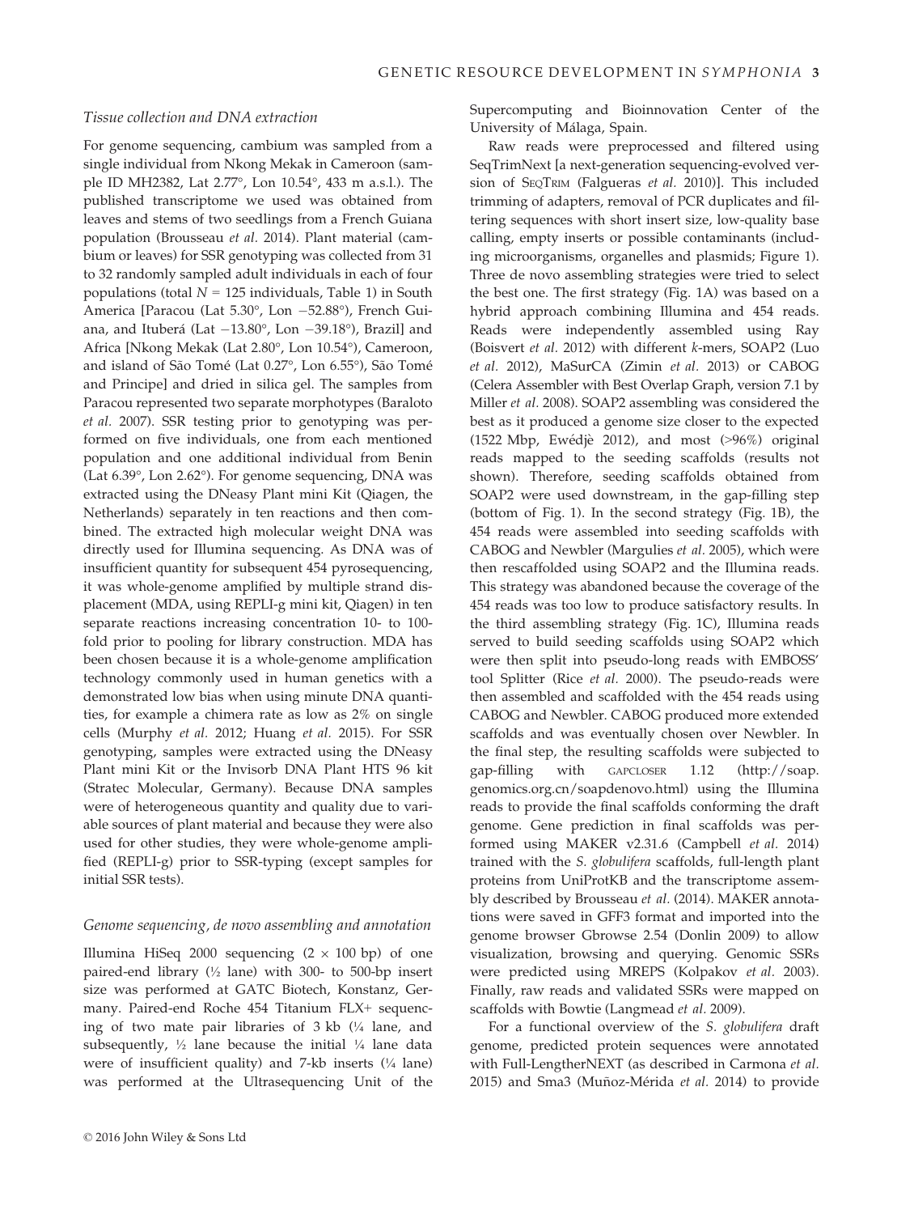### *Tissue collection and DNA extraction*

For genome sequencing, cambium was sampled from a single individual from Nkong Mekak in Cameroon (sample ID MH2382, Lat 2.77°, Lon 10.54°, 433 m a.s.l.). The published transcriptome we used was obtained from leaves and stems of two seedlings from a French Guiana population (Brousseau *et al.* 2014). Plant material (cambium or leaves) for SSR genotyping was collected from 31 to 32 randomly sampled adult individuals in each of four populations (total $N = 125$ individuals, Table 1) in South America [Paracou (Lat 5.30°, Lon −52.88°), French Guiana, and Ituberá (Lat −13.80°, Lon −39.18°), Brazil] and Africa [Nkong Mekak (Lat 2.80°, Lon 10.54°), Cameroon, and island of São Tomé (Lat 0.27°, Lon 6.55°), São Tomé and Principe] and dried in silica gel. The samples from Paracou represented two separate morphotypes (Baraloto *et al.* 2007). SSR testing prior to genotyping was performed on five individuals, one from each mentioned population and one additional individual from Benin (Lat 6.39°, Lon 2.62°). For genome sequencing, DNA was extracted using the DNeasy Plant mini Kit (Qiagen, the Netherlands) separately in ten reactions and then combined. The extracted high molecular weight DNA was directly used for Illumina sequencing. As DNA was of insufficient quantity for subsequent 454 pyrosequencing, it was whole-genome amplified by multiple strand displacement (MDA, using REPLI-g mini kit, Qiagen) in ten separate reactions increasing concentration 10- to 100-fold prior to pooling for library construction. MDA has been chosen because it is a whole-genome amplification technology commonly used in human genetics with a demonstrated low bias when using minute DNA quantities, for example a chimera rate as low as 2% on single cells (Murphy *et al.* 2012; Huang *et al.* 2015). For SSR genotyping, samples were extracted using the DNeasy Plant mini Kit or the Invisorb DNA Plant HTS 96 kit (Stratec Molecular, Germany). Because DNA samples were of heterogeneous quantity and quality due to variable sources of plant material and because they were also used for other studies, they were whole-genome amplified (REPLI-g) prior to SSR-typing (except samples for initial SSR tests).

### *Genome sequencing, de novo assembling and annotation*

Illumina HiSeq 2000 sequencing ($2 \times 100$ bp) of one paired-end library (½ lane) with 300- to 500-bp insert size was performed at GATC Biotech, Konstanz, Germany. Paired-end Roche 454 Titanium FLX+ sequencing of two mate pair libraries of 3 kb (¼ lane, and subsequently, ½ lane because the initial ¼ lane data were of insufficient quality) and 7-kb inserts (¼ lane) was performed at the Ultrasequencing Unit of the Supercomputing and Bioinnovation Center of the University of Málaga, Spain.

Raw reads were preprocessed and filtered using SeqTrimNext [a next-generation sequencing-evolved version of SeqTrim (Falgueras *et al.* 2010)]. This included trimming of adapters, removal of PCR duplicates and filtering sequences with short insert size, low-quality base calling, empty inserts or possible contaminants (including microorganisms, organelles and plasmids; Figure 1). Three de novo assembling strategies were tried to select the best one. The first strategy (Fig. 1A) was based on a hybrid approach combining Illumina and 454 reads. Reads were independently assembled using Ray (Boisvert *et al.* 2012) with different *k*-mers, SOAP2 (Luo *et al.* 2012), MaSurCA (Zimin *et al.* 2013) or CABOG (Celera Assembler with Best Overlap Graph, version 7.1 by Miller *et al.* 2008). SOAP2 assembling was considered the best as it produced a genome size closer to the expected (1522 Mbp, Ewédjè 2012), and most (>96%) original reads mapped to the seeding scaffolds (results not shown). Therefore, seeding scaffolds obtained from SOAP2 were used downstream, in the gap-filling step (bottom of Fig. 1). In the second strategy (Fig. 1B), the 454 reads were assembled into seeding scaffolds with CABOG and Newbler (Margulies *et al.* 2005), which were then rescaffolded using SOAP2 and the Illumina reads. This strategy was abandoned because the coverage of the 454 reads was too low to produce satisfactory results. In the third assembling strategy (Fig. 1C), Illumina reads served to build seeding scaffolds using SOAP2 which were then split into pseudo-long reads with EMBOSS' tool Splitter (Rice *et al.* 2000). The pseudo-reads were then assembled and scaffolded with the 454 reads using CABOG and Newbler. CABOG produced more extended scaffolds and was eventually chosen over Newbler. In the final step, the resulting scaffolds were subjected to gap-filling with GapCloser 1.12 (http://soap.genomics.org.cn/soapdenovo.html) using the Illumina reads to provide the final scaffolds conforming the draft genome. Gene prediction in final scaffolds was performed using MAKER v2.31.6 (Campbell *et al.* 2014) trained with the *S. globulifera* scaffolds, full-length plant proteins from UniProtKB and the transcriptome assembly described by Brousseau *et al.* (2014). MAKER annotations were saved in GFF3 format and imported into the genome browser Gbrowse 2.54 (Donlin 2009) to allow visualization, browsing and querying. Genomic SSRs were predicted using MREPS (Kolpakov *et al.* 2003). Finally, raw reads and validated SSRs were mapped on scaffolds with Bowtie (Langmead *et al.* 2009).

For a functional overview of the *S. globulifera* draft genome, predicted protein sequences were annotated with Full-LengtherNEXT (as described in Carmona *et al.* 2015) and Sma3 (Muñoz-Mérida *et al.* 2014) to provide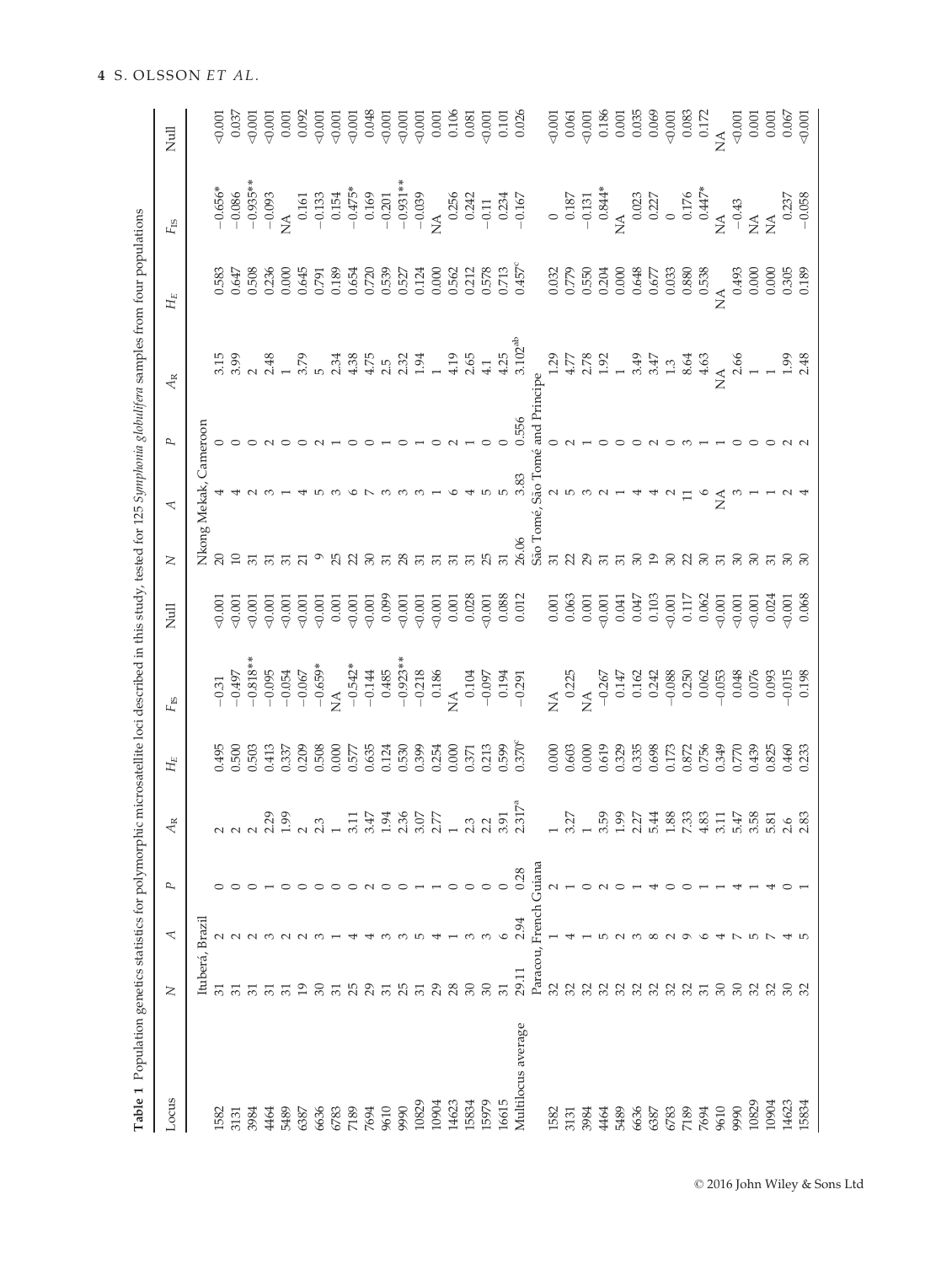**Table 1** Population genetics statistics for polymorphic microsatellite loci described in this study, tested for 125 *Symphonia globulifera* samples from four populations

| Locus | $N$ | $A$ | $P$ | $A_R$ | $H_E$ | $F_{IS}$ | Null | $N$ | $A$ | $P$ | $A_R$ | $H_E$ | $F_{IS}$ | Null |
|---|---|---|---|---|---|---|---|---|---|---|---|---|---|---|
| | Ituberá, Brazil | | | | | | | Nkong Mekak, Cameroon | | | | | | |
| 1582 | 31 | 2 | 0 | 2 | 0.495 | −0.31 | <0.001 | 20 | 4 | 0 | 3.15 | 0.583 | −0.656* | <0.001 |
| 3131 | 31 | 2 | 0 | 2 | 0.500 | −0.497 | <0.001 | 10 | 4 | 0 | 3.99 | 0.647 | −0.086 | 0.037 |
| 3984 | 31 | 2 | 0 | 2 | 0.503 | −0.818** | <0.001 | 31 | 2 | 0 | 2 | 0.508 | −0.935** | <0.001 |
| 4464 | 31 | 3 | 1 | 2.29 | 0.413 | −0.095 | <0.001 | 31 | 3 | 2 | 2.48 | 0.236 | −0.093 | <0.001 |
| 5489 | 31 | 2 | 0 | 1.99 | 0.337 | −0.054 | <0.001 | 31 | 1 | 0 | 1 | 0.000 | NA | 0.001 |
| 6387 | 19 | 2 | 0 | 2 | 0.209 | −0.067 | <0.001 | 21 | 4 | 0 | 3.79 | 0.645 | 0.161 | 0.092 |
| 6636 | 30 | 3 | 0 | 2.3 | 0.508 | −0.659* | <0.001 | 9 | 5 | 2 | 5 | 0.791 | −0.133 | <0.001 |
| 6783 | 31 | 1 | 0 | 1 | 0.000 | NA | 0.001 | 25 | 3 | 1 | 2.34 | 0.189 | 0.154 | <0.001 |
| 7189 | 25 | 4 | 0 | 3.11 | 0.577 | −0.542* | <0.001 | 22 | 6 | 0 | 4.38 | 0.654 | −0.475* | <0.001 |
| 7694 | 29 | 4 | 2 | 3.47 | 0.635 | −0.144 | <0.001 | 30 | 7 | 0 | 4.75 | 0.720 | 0.169 | 0.048 |
| 9610 | 31 | 3 | 0 | 1.94 | 0.124 | 0.485 | 0.099 | 31 | 3 | 1 | 2.5 | 0.539 | −0.201 | <0.001 |
| 9990 | 25 | 3 | 0 | 2.36 | 0.530 | −0.923** | <0.001 | 28 | 3 | 0 | 2.32 | 0.527 | −0.931** | <0.001 |
| 10829 | 31 | 5 | 1 | 3.07 | 0.399 | −0.218 | <0.001 | 31 | 3 | 1 | 1.94 | 0.124 | −0.039 | <0.001 |
| 10904 | 29 | 4 | 1 | 2.77 | 0.254 | 0.186 | <0.001 | 31 | 1 | 0 | 1 | 0.000 | NA | 0.001 |
| 14623 | 28 | 1 | 0 | 1 | 0.000 | NA | 0.001 | 31 | 6 | 2 | 4.19 | 0.562 | 0.256 | 0.106 |
| 15834 | 30 | 3 | 0 | 2.3 | 0.371 | 0.104 | 0.028 | 31 | 4 | 1 | 2.65 | 0.212 | 0.242 | 0.081 |
| 15979 | 30 | 3 | 0 | 2.2 | 0.213 | −0.097 | <0.001 | 25 | 5 | 0 | 4.1 | 0.578 | −0.11 | <0.001 |
| 16615 | 31 | 6 | 0 | 3.91 | 0.599 | 0.194 | 0.088 | 31 | 5 | 0 | 4.25 | 0.713 | 0.234 | 0.101 |
| Multilocus average | 29.11 | 2.94 | 0.28 | 2.317[a] | 0.370[c] | −0.291 | 0.012 | 26.06 | 3.83 | 0.556 | 3.102[ab] | 0.457[c] | −0.167 | 0.026 |
| | Paracou, French Guiana | | | | | | | São Tomé, São Tomé and Príncipe | | | | | | |
| 1582 | 32 | 1 | 2 | 1 | 0.000 | NA | 0.001 | 31 | 2 | 0 | 1.29 | 0.032 | 0 | <0.001 |
| 3131 | 32 | 4 | 1 | 3.27 | 0.603 | 0.225 | 0.063 | 22 | 5 | 2 | 4.77 | 0.779 | 0.187 | 0.061 |
| 3984 | 32 | 1 | 0 | 1 | 0.000 | NA | 0.001 | 29 | 3 | 1 | 2.78 | 0.550 | −0.131 | <0.001 |
| 4464 | 32 | 5 | 2 | 3.59 | 0.619 | −0.267 | <0.001 | 31 | 2 | 0 | 1.92 | 0.204 | 0.844* | 0.186 |
| 5489 | 32 | 2 | 0 | 1.99 | 0.329 | 0.147 | 0.041 | 31 | 1 | 0 | 1 | 0.000 | NA | 0.001 |
| 6636 | 32 | 3 | 1 | 2.27 | 0.335 | 0.162 | 0.047 | 30 | 4 | 0 | 3.49 | 0.648 | 0.023 | 0.035 |
| 6387 | 32 | 8 | 4 | 5.44 | 0.698 | 0.242 | 0.103 | 19 | 4 | 2 | 3.47 | 0.677 | 0.227 | 0.069 |
| 6783 | 32 | 2 | 0 | 1.88 | 0.173 | −0.088 | <0.001 | 30 | 2 | 0 | 1.3 | 0.033 | 0 | <0.001 |
| 7189 | 32 | 9 | 0 | 7.33 | 0.872 | 0.250 | 0.117 | 22 | 11 | 3 | 8.64 | 0.880 | 0.176 | 0.083 |
| 7694 | 31 | 6 | 1 | 4.83 | 0.756 | 0.062 | 0.062 | 30 | 6 | 1 | 4.63 | 0.538 | 0.447* | 0.172 |
| 9610 | 30 | 4 | 1 | 3.11 | 0.349 | −0.053 | <0.001 | 31 | NA | 1 | NA | NA | NA | NA |
| 9990 | 30 | 7 | 4 | 5.47 | 0.770 | 0.048 | <0.001 | 30 | 3 | 0 | 2.66 | 0.493 | −0.43 | <0.001 |
| 10829 | 32 | 5 | 1 | 3.58 | 0.439 | 0.076 | <0.001 | 30 | 1 | 0 | 1 | 0.000 | NA | 0.001 |
| 10904 | 32 | 7 | 4 | 5.81 | 0.825 | 0.093 | 0.024 | 31 | 1 | 0 | 1 | 0.000 | NA | 0.001 |
| 14623 | 30 | 4 | 0 | 2.6 | 0.460 | −0.015 | <0.001 | 30 | 2 | 2 | 1.99 | 0.305 | 0.237 | 0.067 |
| 15834 | 32 | 5 | 1 | 2.83 | 0.233 | 0.198 | 0.068 | 30 | 4 | 2 | 2.48 | 0.189 | −0.058 | <0.001 |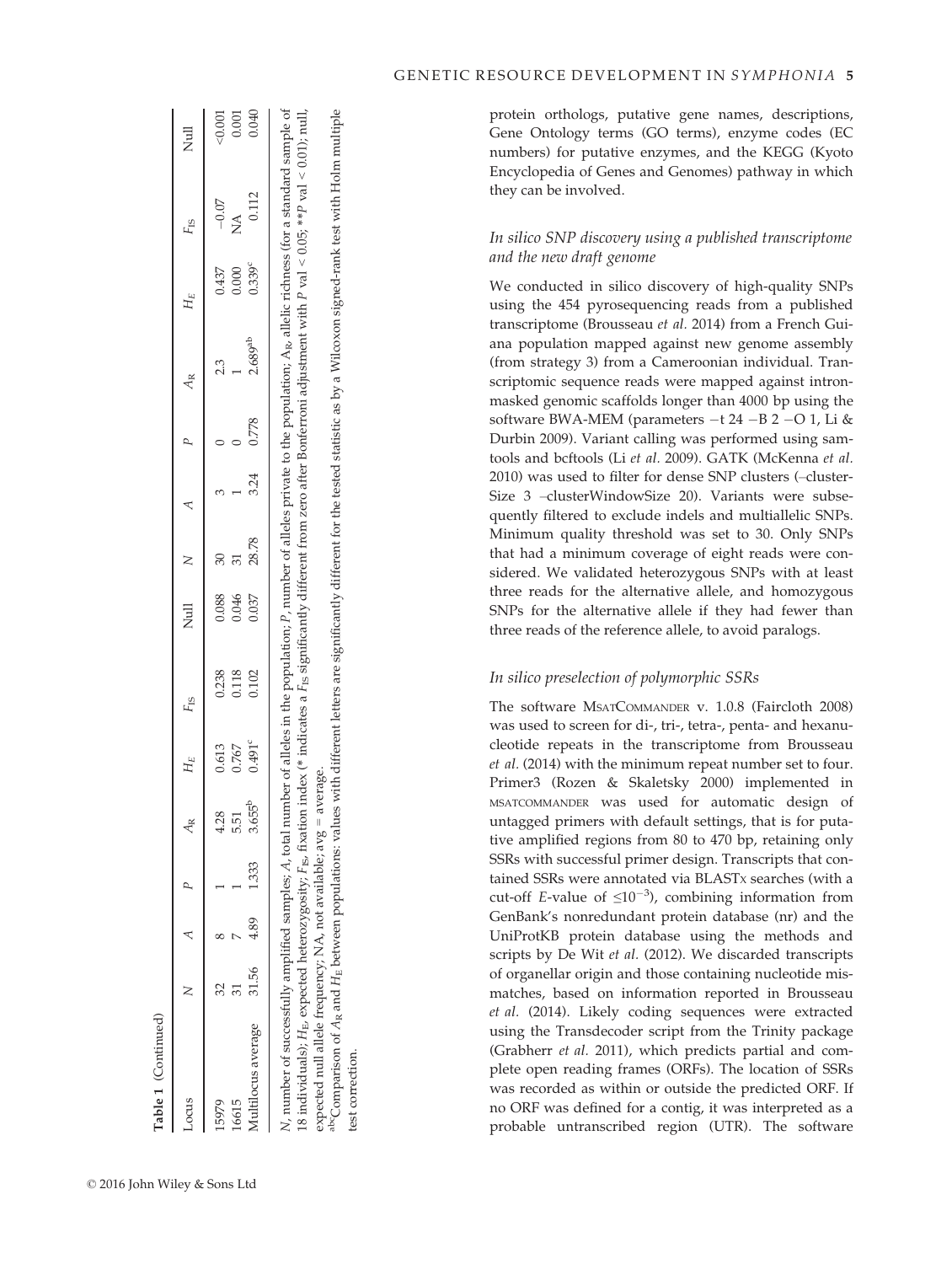**Table 1** (Continued)

| Locus | $N$ | $A$ | $P$ | $A_R$ | $H_E$ | $F_{IS}$ | Null | $N$ | $A$ | $P$ | $A_R$ | $H_E$ | $F_{IS}$ | Null |
|---|---|---|---|---|---|---|---|---|---|---|---|---|---|---|
| 15979 | 32 | 8 | 1 | 4.28 | 0.613 | 0.238 | 0.088 | 30 | 3 | 0 | 2.3 | 0.437 | −0.07 | <0.001 |
| 16615 | 31 | 7 | 1 | 5.51 | 0.767 | 0.118 | 0.046 | 31 | 1 | 0 | 1 | 0.000 | NA | 0.001 |
| Multilocus average | 31.56 | 4.89 | 1.333 | 3.655[b] | 0.491[c] | 0.102 | 0.037 | 28.78 | 3.24 | 0.778 | 2.689[ab] | 0.339[c] | 0.112 | 0.040 |

$N$, number of successfully amplified samples; $A$, total number of alleles in the population; $P$, number of alleles private to the population; $A_R$, allelic richness (for a standard sample of 18 individuals); $H_E$, expected heterozygosity; $F_{IS}$, fixation index (* indicates a $F_{IS}$ significantly different from zero after Bonferroni adjustment with $P$ val < 0.05; ** $P$ val < 0.01); null, expected null allele frequency; NA, not available; avg = average.

[abc]Comparison of $A_R$ and $H_E$ between populations: values with different letters are significantly different for the tested statistic as by a Wilcoxon signed-rank test with Holm multiple test correction.

protein orthologs, putative gene names, descriptions, Gene Ontology terms (GO terms), enzyme codes (EC numbers) for putative enzymes, and the KEGG (Kyoto Encyclopedia of Genes and Genomes) pathway in which they can be involved.

### *In silico SNP discovery using a published transcriptome and the new draft genome*

We conducted in silico discovery of high-quality SNPs using the 454 pyrosequencing reads from a published transcriptome (Brousseau *et al.* 2014) from a French Guiana population mapped against new genome assembly (from strategy 3) from a Cameroonian individual. Transcriptomic sequence reads were mapped against intron-masked genomic scaffolds longer than 4000 bp using the software BWA-MEM (parameters −t 24 −B 2 −O 1, Li & Durbin 2009). Variant calling was performed using samtools and bcftools (Li *et al.* 2009). GATK (McKenna *et al.* 2010) was used to filter for dense SNP clusters (–clusterSize 3 –clusterWindowSize 20). Variants were subsequently filtered to exclude indels and multiallelic SNPs. Minimum quality threshold was set to 30. Only SNPs that had a minimum coverage of eight reads were considered. We validated heterozygous SNPs with at least three reads for the alternative allele, and homozygous SNPs for the alternative allele if they had fewer than three reads of the reference allele, to avoid paralogs.

### *In silico preselection of polymorphic SSRs*

The software MSATCOMMANDER v. 1.0.8 (Faircloth 2008) was used to screen for di-, tri-, tetra-, penta- and hexanucleotide repeats in the transcriptome from Brousseau *et al.* (2014) with the minimum repeat number set to four. Primer3 (Rozen & Skaletsky 2000) implemented in MSATCOMMANDER was used for automatic design of untagged primers with default settings, that is for putative amplified regions from 80 to 470 bp, retaining only SSRs with successful primer design. Transcripts that contained SSRs were annotated via BLASTX searches (with a cut-off *E*-value of $\leq 10^{-3}$), combining information from GenBank's nonredundant protein database (nr) and the UniProtKB protein database using the methods and scripts by De Wit *et al.* (2012). We discarded transcripts of organellar origin and those containing nucleotide mismatches, based on information reported in Brousseau *et al.* (2014). Likely coding sequences were extracted using the Transdecoder script from the Trinity package (Grabherr *et al.* 2011), which predicts partial and complete open reading frames (ORFs). The location of SSRs was recorded as within or outside the predicted ORF. If no ORF was defined for a contig, it was interpreted as a probable untranscribed region (UTR). The software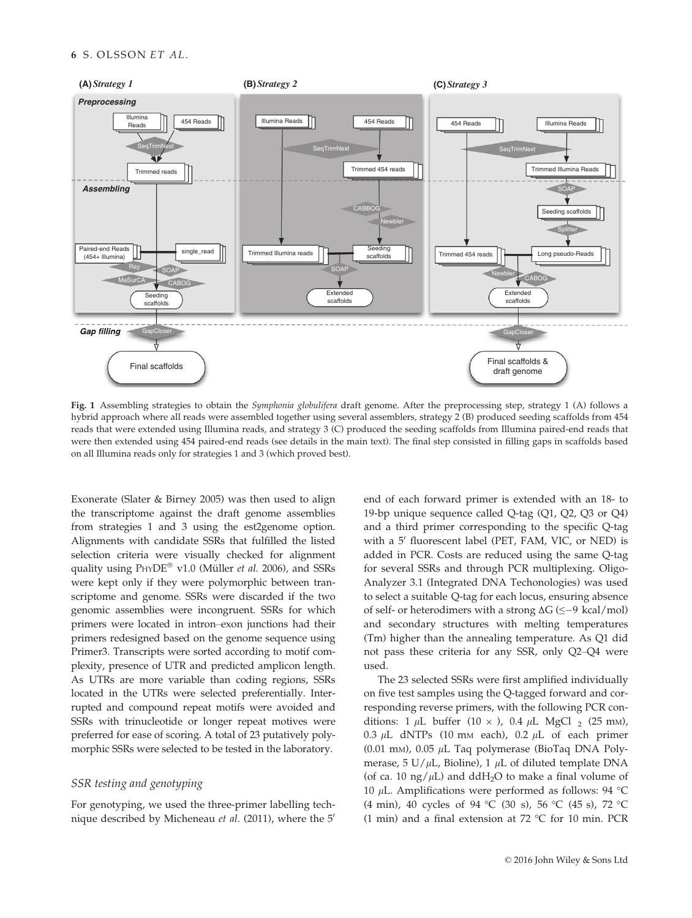**Fig. 1** Assembling strategies to obtain the *Symphonia globulifera* draft genome. After the preprocessing step, strategy 1 (A) follows a hybrid approach where all reads were assembled together using several assemblers, strategy 2 (B) produced seeding scaffolds from 454 reads that were extended using Illumina reads, and strategy 3 (C) produced the seeding scaffolds from Illumina paired-end reads that were then extended using 454 paired-end reads (see details in the main text). The final step consisted in filling gaps in scaffolds based on all Illumina reads only for strategies 1 and 3 (which proved best).

Exonerate (Slater & Birney 2005) was then used to align the transcriptome against the draft genome assemblies from strategies 1 and 3 using the est2genome option. Alignments with candidate SSRs that fulfilled the listed selection criteria were visually checked for alignment quality using PhyDE® v1.0 (Müller *et al.* 2006), and SSRs were kept only if they were polymorphic between transcriptome and genome. SSRs were discarded if the two genomic assemblies were incongruent. SSRs for which primers were located in intron–exon junctions had their primers redesigned based on the genome sequence using Primer3. Transcripts were sorted according to motif complexity, presence of UTR and predicted amplicon length. As UTRs are more variable than coding regions, SSRs located in the UTRs were selected preferentially. Interrupted and compound repeat motifs were avoided and SSRs with trinucleotide or longer repeat motives were preferred for ease of scoring. A total of 23 putatively polymorphic SSRs were selected to be tested in the laboratory.

### SSR testing and genotyping

For genotyping, we used the three-primer labelling technique described by Micheneau *et al.* (2011), where the 5′ end of each forward primer is extended with an 18- to 19-bp unique sequence called Q-tag (Q1, Q2, Q3 or Q4) and a third primer corresponding to the specific Q-tag with a 5′ fluorescent label (PET, FAM, VIC, or NED) is added in PCR. Costs are reduced using the same Q-tag for several SSRs and through PCR multiplexing. OligoAnalyzer 3.1 (Integrated DNA Techonologies) was used to select a suitable Q-tag for each locus, ensuring absence of self- or heterodimers with a strong ΔG ($\leq -9$ kcal/mol) and secondary structures with melting temperatures (Tm) higher than the annealing temperature. As Q1 did not pass these criteria for any SSR, only Q2–Q4 were used.

The 23 selected SSRs were first amplified individually on five test samples using the Q-tagged forward and corresponding reverse primers, with the following PCR conditions: 1 $\mu$L buffer (10 ×), 0.4 $\mu$L $MgCl_2$ (25 mM), 0.3 $\mu$L dNTPs (10 mM each), 0.2 $\mu$L of each primer (0.01 mM), 0.05 $\mu$L Taq polymerase (BioTaq DNA Polymerase, 5 U/$\mu$L, Bioline), 1 $\mu$L of diluted template DNA (of ca. 10 ng/$\mu$L) and $ddH_2O$ to make a final volume of 10 $\mu$L. Amplifications were performed as follows: 94 °C (4 min), 40 cycles of 94 °C (30 s), 56 °C (45 s), 72 °C (1 min) and a final extension at 72 °C for 10 min. PCR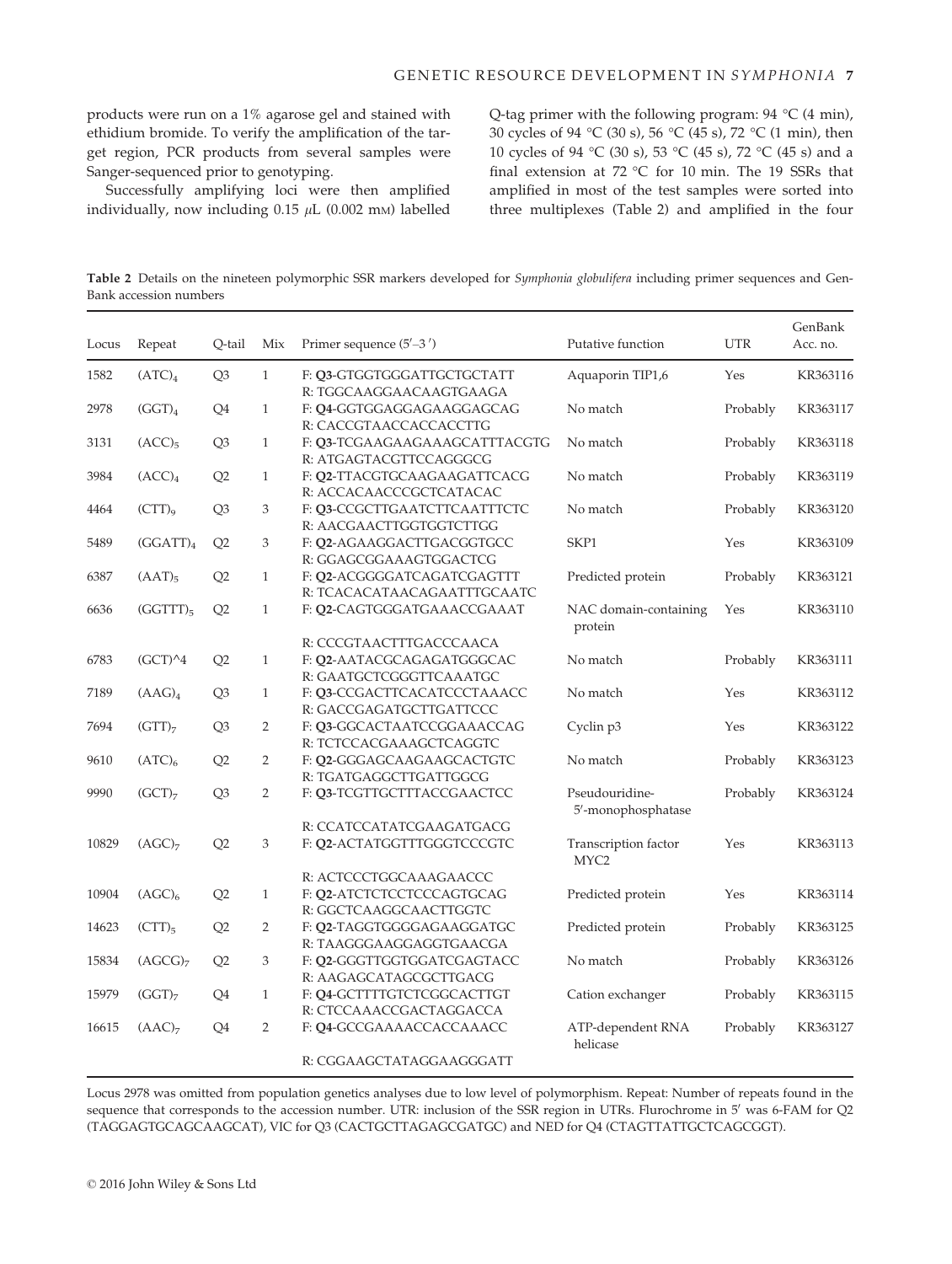products were run on a 1% agarose gel and stained with ethidium bromide. To verify the amplification of the target region, PCR products from several samples were Sanger-sequenced prior to genotyping.

Successfully amplifying loci were then amplified individually, now including 0.15 $\mu$L (0.002 mM) labelled Q-tag primer with the following program: 94 °C (4 min), 30 cycles of 94 °C (30 s), 56 °C (45 s), 72 °C (1 min), then 10 cycles of 94 °C (30 s), 53 °C (45 s), 72 °C (45 s) and a final extension at 72 °C for 10 min. The 19 SSRs that amplified in most of the test samples were sorted into three multiplexes (Table 2) and amplified in the four

**Table 2** Details on the nineteen polymorphic SSR markers developed for *Symphonia globulifera* including primer sequences and GenBank accession numbers

| Locus | Repeat | Q-tail | Mix | Primer sequence (5′–3′) | Putative function | UTR | GenBank Acc. no. |
|---|---|---|---|---|---|---|---|
| 1582 | $(ATC)_4$ | Q3 | 1 | F: **Q3**-GTGGTGGGATTGCTGCTATT<br>R: TGGCAAGGAACAAGTGAAGA | Aquaporin TIP1,6 | Yes | KR363116 |
| 2978 | $(GGT)_4$ | Q4 | 1 | F: **Q4**-GGTGGAGGAGAAGGAGCAG<br>R: CACCGTAACCACCACCTTG | No match | Probably | KR363117 |
| 3131 | $(ACC)_5$ | Q3 | 1 | F: **Q3**-TCGAAGAAGAAAGCATTTACGTG<br>R: ATGAGTACGTTCCAGGGCG | No match | Probably | KR363118 |
| 3984 | $(ACC)_4$ | Q2 | 1 | F: **Q2**-TTACGTGCAAGAAGATTCACG<br>R: ACCACAACCCGCTCATACAC | No match | Probably | KR363119 |
| 4464 | $(CTT)_9$ | Q3 | 3 | F: **Q3**-CCGCTTGAATCTTCAATTTCTC<br>R: AACGAACTTGGTGGTCTTGG | No match | Probably | KR363120 |
| 5489 | $(GGATT)_4$ | Q2 | 3 | F: **Q2**-AGAAGGACTTGACGGTGCC<br>R: GGAGCGGAAAGTGGACTCG | SKP1 | Yes | KR363109 |
| 6387 | $(AAT)_5$ | Q2 | 1 | F: **Q2**-ACGGGGATCAGATCGAGTTT<br>R: TCACACATAACAGAATTTGCAATC | Predicted protein | Probably | KR363121 |
| 6636 | $(GGTTT)_5$ | Q2 | 1 | F: **Q2**-CAGTGGGATGAAACCGAAAT<br>R: CCCGTAACTTTGACCCAACA | NAC domain-containing protein | Yes | KR363110 |
| 6783 | (GCT)^4 | Q2 | 1 | F: **Q2**-AATACGCAGAGATGGGCAC<br>R: GAATGCTCGGGTTCAAATGC | No match | Probably | KR363111 |
| 7189 | $(AAG)_4$ | Q3 | 1 | F: **Q3**-CCGACTTCACATCCCTAAACC<br>R: GACCGAGATGCTTGATTCCC | No match | Yes | KR363112 |
| 7694 | $(GTT)_7$ | Q3 | 2 | F: **Q3**-GGCACTAATCCGGAAACCAG<br>R: TCTCCACGAAAGCTCAGGTC | Cyclin p3 | Yes | KR363122 |
| 9610 | $(ATC)_6$ | Q2 | 2 | F: **Q2**-GGGAGCAAGAAGCACTGTC<br>R: TGATGAGGCTTGATTGGCG | No match | Probably | KR363123 |
| 9990 | $(GCT)_7$ | Q3 | 2 | F: **Q3**-TCGTTGCTTTACCGAACTCC<br>R: CCATCCATATCGAAGATGACG | Pseudouridine-5′-monophosphatase | Probably | KR363124 |
| 10829 | $(AGC)_7$ | Q2 | 3 | F: **Q2**-ACTATGGTTTGGGTCCCGTC<br>R: ACTCCCTGGCAAAGAACCC | Transcription factor MYC2 | Yes | KR363113 |
| 10904 | $(AGC)_6$ | Q2 | 1 | F: **Q2**-ATCTCTCCTCCCAGTGCAG<br>R: GGCTCAAGGCAACTTGGTC | Predicted protein | Yes | KR363114 |
| 14623 | $(CTT)_5$ | Q2 | 2 | F: **Q2**-TAGGTGGGGAGAAGGATGC<br>R: TAAGGGAAGGAGGTGAACGA | Predicted protein | Probably | KR363125 |
| 15834 | $(AGCG)_7$ | Q2 | 3 | F: **Q2**-GGGTTGGTGGATCGAGTACC<br>R: AAGAGCATAGCGCTTGACG | No match | Probably | KR363126 |
| 15979 | $(GGT)_7$ | Q4 | 1 | F: **Q4**-GCTTTTGTCTCGGCACTTGT<br>R: CTCCAAACCGACTAGGACCA | Cation exchanger | Probably | KR363115 |
| 16615 | $(AAC)_7$ | Q4 | 2 | F: **Q4**-GCCGAAAACCACCAAACC<br>R: CGGAAGCTATAGGAAGGGATT | ATP-dependent RNA helicase | Probably | KR363127 |

Locus 2978 was omitted from population genetics analyses due to low level of polymorphism. Repeat: Number of repeats found in the sequence that corresponds to the accession number. UTR: inclusion of the SSR region in UTRs. Flurochrome in 5′ was 6-FAM for Q2 (TAGGAGTGCAGCAAGCAT), VIC for Q3 (CACTGCTTAGAGCGATGC) and NED for Q4 (CTAGTTATTGCTCAGCGGT).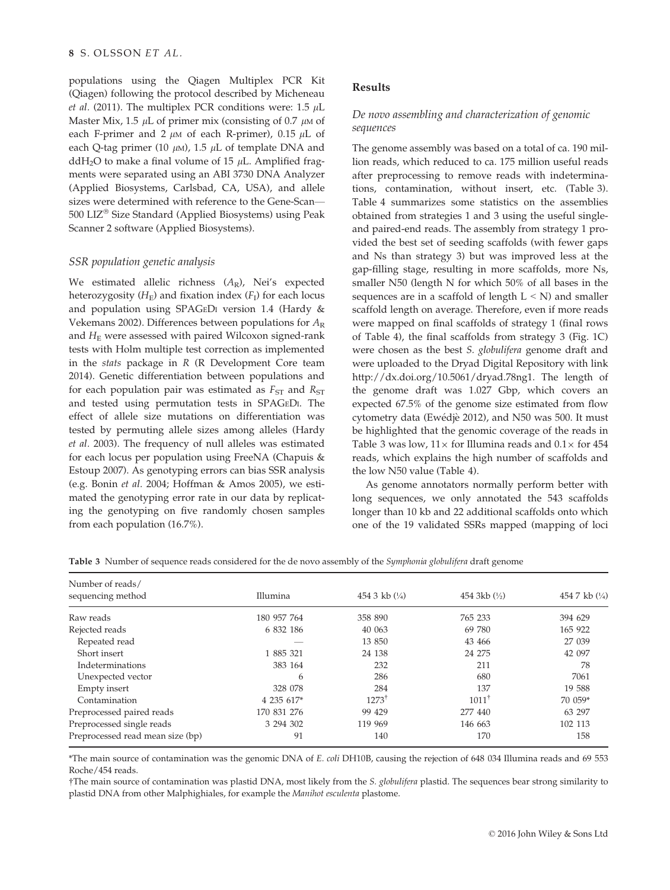populations using the Qiagen Multiplex PCR Kit (Qiagen) following the protocol described by Micheneau *et al.* (2011). The multiplex PCR conditions were: 1.5 $\mu$L Master Mix, 1.5 $\mu$L of primer mix (consisting of 0.7 $\mu$M of each F-primer and 2 $\mu$M of each R-primer), 0.15 $\mu$L of each Q-tag primer (10 $\mu$M), 1.5 $\mu$L of template DNA and $ddH_2O$ to make a final volume of 15 $\mu$L. Amplified fragments were separated using an ABI 3730 DNA Analyzer (Applied Biosystems, Carlsbad, CA, USA), and allele sizes were determined with reference to the Gene-Scan—500 LIZ® Size Standard (Applied Biosystems) using Peak Scanner 2 software (Applied Biosystems).

### SSR population genetic analysis

We estimated allelic richness ($A_R$), Nei's expected heterozygosity ($H_E$) and fixation index ($F_I$) for each locus and population using SPAGeDi version 1.4 (Hardy & Vekemans 2002). Differences between populations for $A_R$ and $H_E$ were assessed with paired Wilcoxon signed-rank tests with Holm multiple test correction as implemented in the *stats* package in *R* (R Development Core team 2014). Genetic differentiation between populations and for each population pair was estimated as $F_{ST}$ and $R_{ST}$ and tested using permutation tests in SPAGeDi. The effect of allele size mutations on differentiation was tested by permuting allele sizes among alleles (Hardy *et al.* 2003). The frequency of null alleles was estimated for each locus per population using FreeNA (Chapuis & Estoup 2007). As genotyping errors can bias SSR analysis (e.g. Bonin *et al.* 2004; Hoffman & Amos 2005), we estimated the genotyping error rate in our data by replicating the genotyping on five randomly chosen samples from each population (16.7%).

## Results

### De novo assembling and characterization of genomic sequences

The genome assembly was based on a total of ca. 190 million reads, which reduced to ca. 175 million useful reads after preprocessing to remove reads with indeterminations, contamination, without insert, etc. (Table 3). Table 4 summarizes some statistics on the assemblies obtained from strategies 1 and 3 using the useful single- and paired-end reads. The assembly from strategy 1 provided the best set of seeding scaffolds (with fewer gaps and Ns than strategy 3) but was improved less at the gap-filling stage, resulting in more scaffolds, more Ns, smaller N50 (length N for which 50% of all bases in the sequences are in a scaffold of length L < N) and smaller scaffold length on average. Therefore, even if more reads were mapped on final scaffolds of strategy 1 (final rows of Table 4), the final scaffolds from strategy 3 (Fig. 1C) were chosen as the best *S. globulifera* genome draft and were uploaded to the Dryad Digital Repository with link http://dx.doi.org/10.5061/dryad.78ng1. The length of the genome draft was 1.027 Gbp, which covers an expected 67.5% of the genome size estimated from flow cytometry data (Ewédjè 2012), and N50 was 500. It must be highlighted that the genomic coverage of the reads in Table 3 was low, 11× for Illumina reads and 0.1× for 454 reads, which explains the high number of scaffolds and the low N50 value (Table 4).

As genome annotators normally perform better with long sequences, we only annotated the 543 scaffolds longer than 10 kb and 22 additional scaffolds onto which one of the 19 validated SSRs mapped (mapping of loci

**Table 3** Number of sequence reads considered for the de novo assembly of the *Symphonia globulifera* draft genome

| Number of reads/ sequencing method | Illumina | 454 3 kb (¼) | 454 3kb (½) | 454 7 kb (¼) |
|---|---|---|---|---|
| Raw reads | 180 957 764 | 358 890 | 765 233 | 394 629 |
| Rejected reads | 6 832 186 | 40 063 | 69 780 | 165 922 |
| Repeated read | — | 13 850 | 43 466 | 27 039 |
| Short insert | 1 885 321 | 24 138 | 24 275 | 42 097 |
| Indeterminations | 383 164 | 232 | 211 | 78 |
| Unexpected vector | 6 | 286 | 680 | 7061 |
| Empty insert | 328 078 | 284 | 137 | 19 588 |
| Contamination | 4 235 617* | 1273† | 1011† | 70 059* |
| Preprocessed paired reads | 170 831 276 | 99 429 | 277 440 | 63 297 |
| Preprocessed single reads | 3 294 302 | 119 969 | 146 663 | 102 113 |
| Preprocessed read mean size (bp) | 91 | 140 | 170 | 158 |

*The main source of contamination was the genomic DNA of *E. coli* DH10B, causing the rejection of 648 034 Illumina reads and 69 553 Roche/454 reads.

†The main source of contamination was plastid DNA, most likely from the *S. globulifera* plastid. The sequences bear strong similarity to plastid DNA from other Malphighiales, for example the *Manihot esculenta* plastome.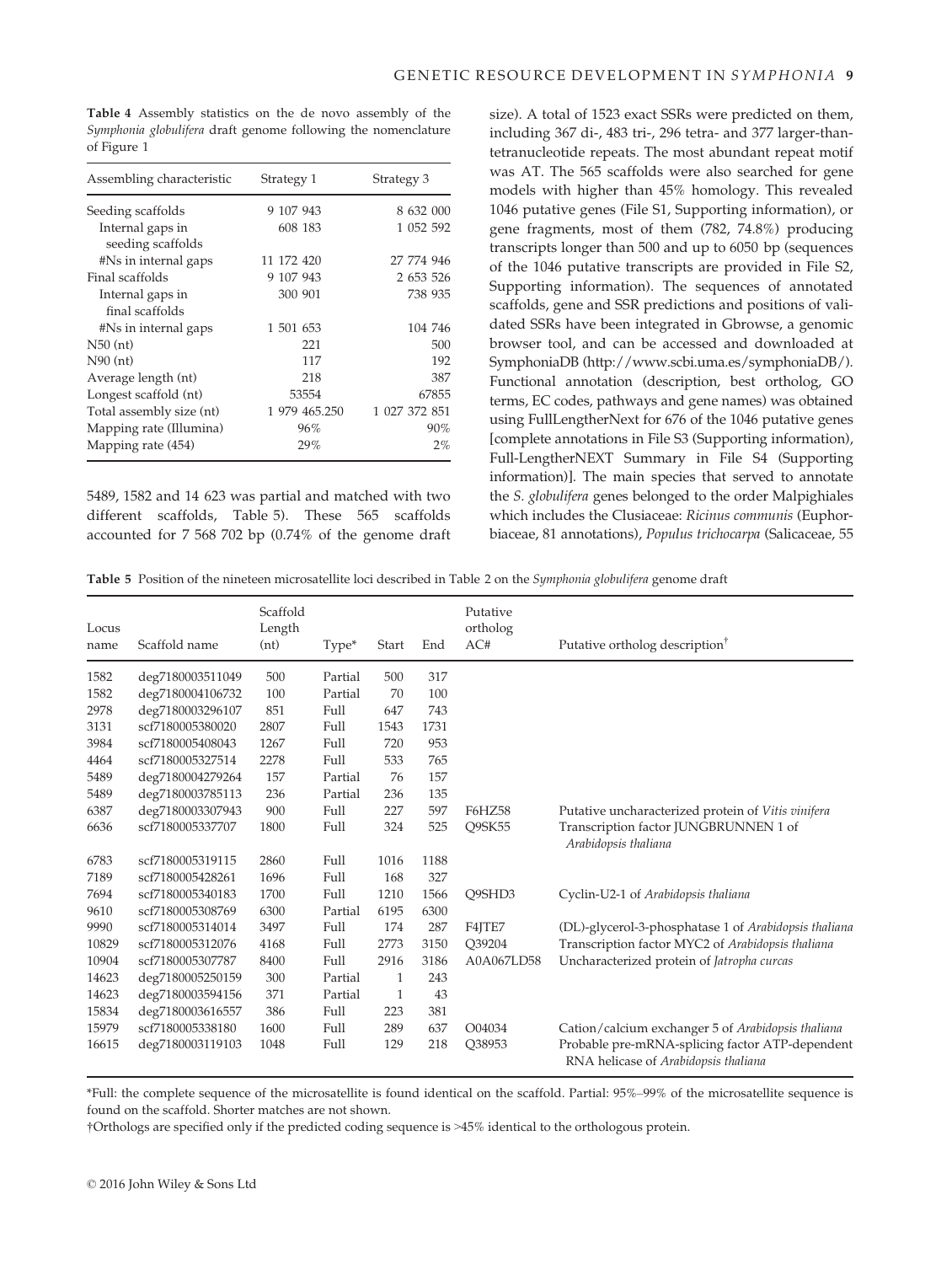**Table 4** Assembly statistics on the de novo assembly of the *Symphonia globulifera* draft genome following the nomenclature of Figure 1

| Assembling characteristic | Strategy 1 | Strategy 3 |
|---|---|---|
| Seeding scaffolds | 9 107 943 | 8 632 000 |
| Internal gaps in seeding scaffolds | 608 183 | 1 052 592 |
| #Ns in internal gaps | 11 172 420 | 27 774 946 |
| Final scaffolds | 9 107 943 | 2 653 526 |
| Internal gaps in final scaffolds | 300 901 | 738 935 |
| #Ns in internal gaps | 1 501 653 | 104 746 |
| N50 (nt) | 221 | 500 |
| N90 (nt) | 117 | 192 |
| Average length (nt) | 218 | 387 |
| Longest scaffold (nt) | 53554 | 67855 |
| Total assembly size (nt) | 1 979 465.250 | 1 027 372 851 |
| Mapping rate (Illumina) | 96% | 90% |
| Mapping rate (454) | 29% | 2% |

5489, 1582 and 14 623 was partial and matched with two different scaffolds, Table 5). These 565 scaffolds accounted for 7 568 702 bp (0.74% of the genome draft size). A total of 1523 exact SSRs were predicted on them, including 367 di-, 483 tri-, 296 tetra- and 377 larger-than-tetranucleotide repeats. The most abundant repeat motif was AT. The 565 scaffolds were also searched for gene models with higher than 45% homology. This revealed 1046 putative genes (File S1, Supporting information), or gene fragments, most of them (782, 74.8%) producing transcripts longer than 500 and up to 6050 bp (sequences of the 1046 putative transcripts are provided in File S2, Supporting information). The sequences of annotated scaffolds, gene and SSR predictions and positions of validated SSRs have been integrated in Gbrowse, a genomic browser tool, and can be accessed and downloaded at SymphoniaDB (http://www.scbi.uma.es/symphoniaDB/). Functional annotation (description, best ortholog, GO terms, EC codes, pathways and gene names) was obtained using FullLengtherNext for 676 of the 1046 putative genes [complete annotations in File S3 (Supporting information), Full-LengtherNEXT Summary in File S4 (Supporting information)]. The main species that served to annotate the *S. globulifera* genes belonged to the order Malpighiales which includes the Clusiaceae: *Ricinus communis* (Euphorbiaceae, 81 annotations), *Populus trichocarpa* (Salicaceae, 55

**Table 5** Position of the nineteen microsatellite loci described in Table 2 on the *Symphonia globulifera* genome draft

| Locus name | Scaffold name | Scaffold Length (nt) | Type* | Start | End | Putative ortholog AC# | Putative ortholog description† |
|---|---|---|---|---|---|---|---|
| 1582 | deg7180003511049 | 500 | Partial | 500 | 317 | | |
| 1582 | deg7180004106732 | 100 | Partial | 70 | 100 | | |
| 2978 | deg7180003296107 | 851 | Full | 647 | 743 | | |
| 3131 | scf7180005380020 | 2807 | Full | 1543 | 1731 | | |
| 3984 | scf7180005408043 | 1267 | Full | 720 | 953 | | |
| 4464 | scf7180005327514 | 2278 | Full | 533 | 765 | | |
| 5489 | deg7180004279264 | 157 | Partial | 76 | 157 | | |
| 5489 | deg7180003785113 | 236 | Partial | 236 | 135 | | |
| 6387 | deg7180003307943 | 900 | Full | 227 | 597 | F6HZ58 | Putative uncharacterized protein of *Vitis vinifera* |
| 6636 | scf7180005337707 | 1800 | Full | 324 | 525 | Q9SK55 | Transcription factor JUNGBRUNNEN 1 of *Arabidopsis thaliana* |
| 6783 | scf7180005319115 | 2860 | Full | 1016 | 1188 | | |
| 7189 | scf7180005428261 | 1696 | Full | 168 | 327 | | |
| 7694 | scf7180005340183 | 1700 | Full | 1210 | 1566 | Q9SHD3 | Cyclin-U2-1 of *Arabidopsis thaliana* |
| 9610 | scf7180005308769 | 6300 | Partial | 6195 | 6300 | | |
| 9990 | scf7180005314014 | 3497 | Full | 174 | 287 | F4JTE7 | (DL)-glycerol-3-phosphatase 1 of *Arabidopsis thaliana* |
| 10829 | scf7180005312076 | 4168 | Full | 2773 | 3150 | Q39204 | Transcription factor MYC2 of *Arabidopsis thaliana* |
| 10904 | scf7180005307787 | 8400 | Full | 2916 | 3186 | A0A067LD58 | Uncharacterized protein of *Jatropha curcas* |
| 14623 | deg7180005250159 | 300 | Partial | 1 | 243 | | |
| 14623 | deg7180003594156 | 371 | Partial | 1 | 43 | | |
| 15834 | deg7180003616557 | 386 | Full | 223 | 381 | | |
| 15979 | scf7180005338180 | 1600 | Full | 289 | 637 | O04034 | Cation/calcium exchanger 5 of *Arabidopsis thaliana* |
| 16615 | deg7180003119103 | 1048 | Full | 129 | 218 | Q38953 | Probable pre-mRNA-splicing factor ATP-dependent RNA helicase of *Arabidopsis thaliana* |

*Full: the complete sequence of the microsatellite is found identical on the scaffold. Partial: 95%–99% of the microsatellite sequence is found on the scaffold. Shorter matches are not shown.

†Orthologs are specified only if the predicted coding sequence is >45% identical to the orthologous protein.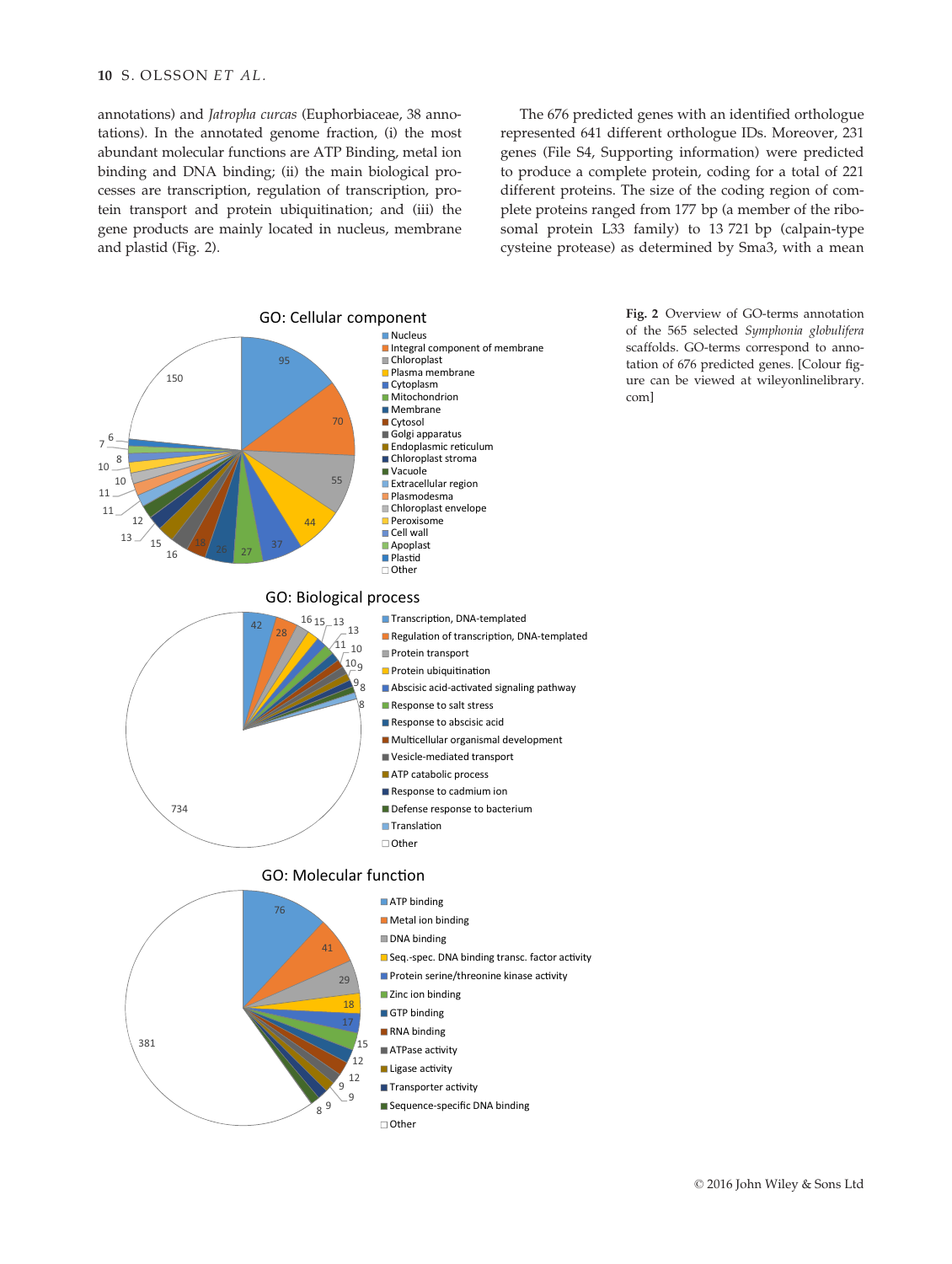annotations) and *Jatropha curcas* (Euphorbiaceae, 38 annotations). In the annotated genome fraction, (i) the most abundant molecular functions are ATP Binding, metal ion binding and DNA binding; (ii) the main biological processes are transcription, regulation of transcription, protein transport and protein ubiquitination; and (iii) the gene products are mainly located in nucleus, membrane and plastid (Fig. 2).

The 676 predicted genes with an identified orthologue represented 641 different orthologue IDs. Moreover, 231 genes (File S4, Supporting information) were predicted to produce a complete protein, coding for a total of 221 different proteins. The size of the coding region of complete proteins ranged from 177 bp (a member of the ribosomal protein L33 family) to 13 721 bp (calpain-type cysteine protease) as determined by Sma3, with a mean

**Fig. 2** Overview of GO-terms annotation of the 565 selected *Symphonia globulifera* scaffolds. GO-terms correspond to annotation of 676 predicted genes. [Colour figure can be viewed at wileyonlinelibrary.com]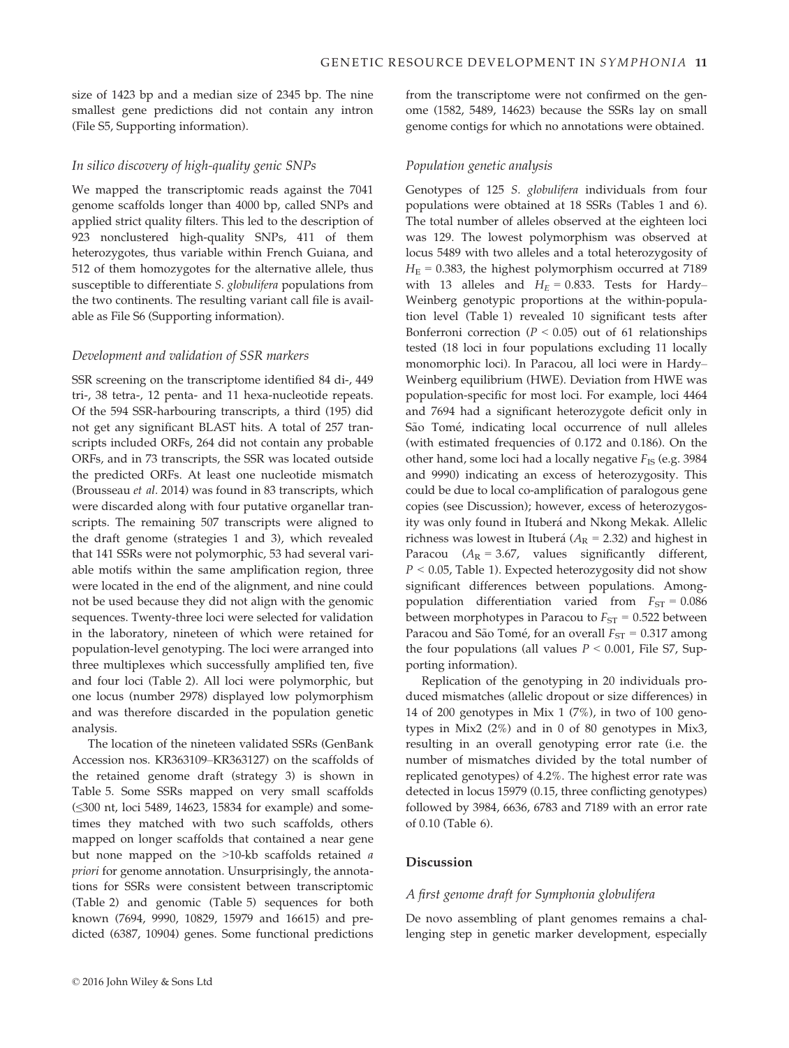size of 1423 bp and a median size of 2345 bp. The nine smallest gene predictions did not contain any intron (File S5, Supporting information).

### *In silico discovery of high-quality genic SNPs*

We mapped the transcriptomic reads against the 7041 genome scaffolds longer than 4000 bp, called SNPs and applied strict quality filters. This led to the description of 923 nonclustered high-quality SNPs, 411 of them heterozygotes, thus variable within French Guiana, and 512 of them homozygotes for the alternative allele, thus susceptible to differentiate *S. globulifera* populations from the two continents. The resulting variant call file is available as File S6 (Supporting information).

### *Development and validation of SSR markers*

SSR screening on the transcriptome identified 84 di-, 449 tri-, 38 tetra-, 12 penta- and 11 hexa-nucleotide repeats. Of the 594 SSR-harbouring transcripts, a third (195) did not get any significant BLAST hits. A total of 257 transcripts included ORFs, 264 did not contain any probable ORFs, and in 73 transcripts, the SSR was located outside the predicted ORFs. At least one nucleotide mismatch (Brousseau *et al.* 2014) was found in 83 transcripts, which were discarded along with four putative organellar transcripts. The remaining 507 transcripts were aligned to the draft genome (strategies 1 and 3), which revealed that 141 SSRs were not polymorphic, 53 had several variable motifs within the same amplification region, three were located in the end of the alignment, and nine could not be used because they did not align with the genomic sequences. Twenty-three loci were selected for validation in the laboratory, nineteen of which were retained for population-level genotyping. The loci were arranged into three multiplexes which successfully amplified ten, five and four loci (Table 2). All loci were polymorphic, but one locus (number 2978) displayed low polymorphism and was therefore discarded in the population genetic analysis.

The location of the nineteen validated SSRs (GenBank Accession nos. KR363109–KR363127) on the scaffolds of the retained genome draft (strategy 3) is shown in Table 5. Some SSRs mapped on very small scaffolds (≤300 nt, loci 5489, 14623, 15834 for example) and sometimes they matched with two such scaffolds, others mapped on longer scaffolds that contained a near gene but none mapped on the >10-kb scaffolds retained *a priori* for genome annotation. Unsurprisingly, the annotations for SSRs were consistent between transcriptomic (Table 2) and genomic (Table 5) sequences for both known (7694, 9990, 10829, 15979 and 16615) and predicted (6387, 10904) genes. Some functional predictions from the transcriptome were not confirmed on the genome (1582, 5489, 14623) because the SSRs lay on small genome contigs for which no annotations were obtained.

### *Population genetic analysis*

Genotypes of 125 *S. globulifera* individuals from four populations were obtained at 18 SSRs (Tables 1 and 6). The total number of alleles observed at the eighteen loci was 129. The lowest polymorphism was observed at locus 5489 with two alleles and a total heterozygosity of $H_E = 0.383$, the highest polymorphism occurred at 7189 with 13 alleles and $H_E = 0.833$. Tests for Hardy–Weinberg genotypic proportions at the within-population level (Table 1) revealed 10 significant tests after Bonferroni correction ($P < 0.05$) out of 61 relationships tested (18 loci in four populations excluding 11 locally monomorphic loci). In Paracou, all loci were in Hardy–Weinberg equilibrium (HWE). Deviation from HWE was population-specific for most loci. For example, loci 4464 and 7694 had a significant heterozygote deficit only in São Tomé, indicating local occurrence of null alleles (with estimated frequencies of 0.172 and 0.186). On the other hand, some loci had a locally negative $F_{IS}$ (e.g. 3984 and 9990) indicating an excess of heterozygosity. This could be due to local co-amplification of paralogous gene copies (see Discussion); however, excess of heterozygosity was only found in Ituberá and Nkong Mekak. Allelic richness was lowest in Ituberá ($A_R = 2.32$) and highest in Paracou ($A_R = 3.67$, values significantly different, $P < 0.05$, Table 1). Expected heterozygosity did not show significant differences between populations. Among-population differentiation varied from $F_{ST} = 0.086$ between morphotypes in Paracou to $F_{ST} = 0.522$ between Paracou and São Tomé, for an overall $F_{ST} = 0.317$ among the four populations (all values $P < 0.001$, File S7, Supporting information).

Replication of the genotyping in 20 individuals produced mismatches (allelic dropout or size differences) in 14 of 200 genotypes in Mix 1 (7%), in two of 100 genotypes in Mix2 (2%) and in 0 of 80 genotypes in Mix3, resulting in an overall genotyping error rate (i.e. the number of mismatches divided by the total number of replicated genotypes) of 4.2%. The highest error rate was detected in locus 15979 (0.15, three conflicting genotypes) followed by 3984, 6636, 6783 and 7189 with an error rate of 0.10 (Table 6).

## Discussion

### *A first genome draft for Symphonia globulifera*

De novo assembling of plant genomes remains a challenging step in genetic marker development, especially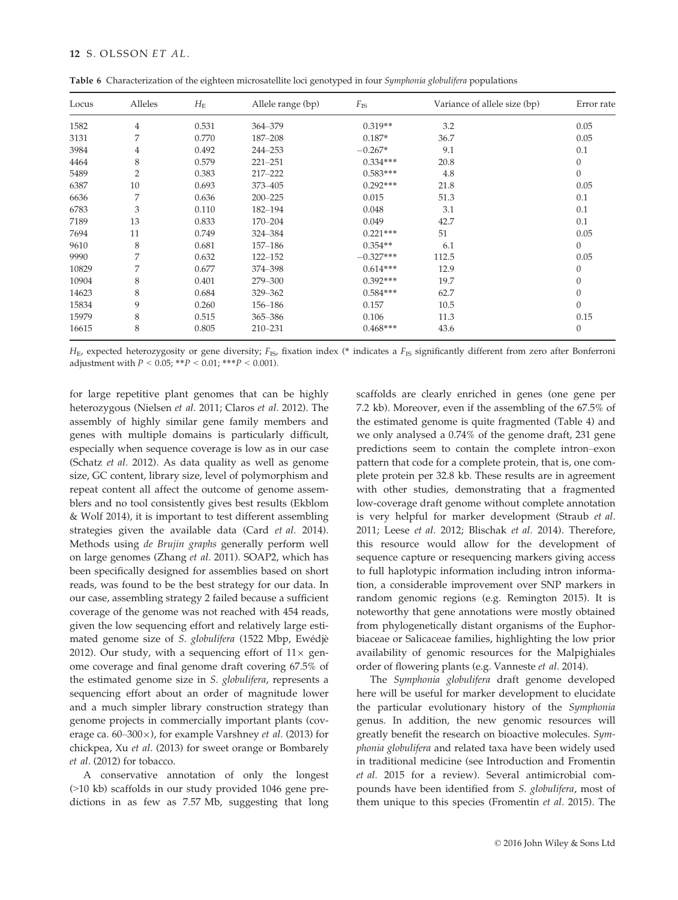**Table 6** Characterization of the eighteen microsatellite loci genotyped in four *Symphonia globulifera* populations

| Locus | Alleles | $H_E$ | Allele range (bp) | $F_{IS}$ | Variance of allele size (bp) | Error rate |
|---|---|---|---|---|---|---|
| 1582 | 4 | 0.531 | 364–379 | 0.319** | 3.2 | 0.05 |
| 3131 | 7 | 0.770 | 187–208 | 0.187* | 36.7 | 0.05 |
| 3984 | 4 | 0.492 | 244–253 | −0.267* | 9.1 | 0.1 |
| 4464 | 8 | 0.579 | 221–251 | 0.334*** | 20.8 | 0 |
| 5489 | 2 | 0.383 | 217–222 | 0.583*** | 4.8 | 0 |
| 6387 | 10 | 0.693 | 373–405 | 0.292*** | 21.8 | 0.05 |
| 6636 | 7 | 0.636 | 200–225 | 0.015 | 51.3 | 0.1 |
| 6783 | 3 | 0.110 | 182–194 | 0.048 | 3.1 | 0.1 |
| 7189 | 13 | 0.833 | 170–204 | 0.049 | 42.7 | 0.1 |
| 7694 | 11 | 0.749 | 324–384 | 0.221*** | 51 | 0.05 |
| 9610 | 8 | 0.681 | 157–186 | 0.354** | 6.1 | 0 |
| 9990 | 7 | 0.632 | 122–152 | −0.327*** | 112.5 | 0.05 |
| 10829 | 7 | 0.677 | 374–398 | 0.614*** | 12.9 | 0 |
| 10904 | 8 | 0.401 | 279–300 | 0.392*** | 19.7 | 0 |
| 14623 | 8 | 0.684 | 329–362 | 0.584*** | 62.7 | 0 |
| 15834 | 9 | 0.260 | 156–186 | 0.157 | 10.5 | 0 |
| 15979 | 8 | 0.515 | 365–386 | 0.106 | 11.3 | 0.15 |
| 16615 | 8 | 0.805 | 210–231 | 0.468*** | 43.6 | 0 |

$H_E$, expected heterozygosity or gene diversity; $F_{IS}$, fixation index (* indicates a $F_{IS}$ significantly different from zero after Bonferroni adjustment with $P < 0.05$; **$P < 0.01$; ***$P < 0.001$).

for large repetitive plant genomes that can be highly heterozygous (Nielsen *et al.* 2011; Claros *et al.* 2012). The assembly of highly similar gene family members and genes with multiple domains is particularly difficult, especially when sequence coverage is low as in our case (Schatz *et al.* 2012). As data quality as well as genome size, GC content, library size, level of polymorphism and repeat content all affect the outcome of genome assemblers and no tool consistently gives best results (Ekblom & Wolf 2014), it is important to test different assembling strategies given the available data (Card *et al.* 2014). Methods using *de Brujin graphs* generally perform well on large genomes (Zhang *et al.* 2011). SOAP2, which has been specifically designed for assemblies based on short reads, was found to be the best strategy for our data. In our case, assembling strategy 2 failed because a sufficient coverage of the genome was not reached with 454 reads, given the low sequencing effort and relatively large estimated genome size of *S. globulifera* (1522 Mbp, Ewédjè 2012). Our study, with a sequencing effort of 11× genome coverage and final genome draft covering 67.5% of the estimated genome size in *S. globulifera*, represents a sequencing effort about an order of magnitude lower and a much simpler library construction strategy than genome projects in commercially important plants (coverage ca. 60–300×), for example Varshney *et al.* (2013) for chickpea, Xu *et al.* (2013) for sweet orange or Bombarely *et al.* (2012) for tobacco.

A conservative annotation of only the longest (>10 kb) scaffolds in our study provided 1046 gene predictions in as few as 7.57 Mb, suggesting that long scaffolds are clearly enriched in genes (one gene per 7.2 kb). Moreover, even if the assembling of the 67.5% of the estimated genome is quite fragmented (Table 4) and we only analysed a 0.74% of the genome draft, 231 gene predictions seem to contain the complete intron–exon pattern that code for a complete protein, that is, one complete protein per 32.8 kb. These results are in agreement with other studies, demonstrating that a fragmented low-coverage draft genome without complete annotation is very helpful for marker development (Straub *et al.* 2011; Leese *et al.* 2012; Blischak *et al.* 2014). Therefore, this resource would allow for the development of sequence capture or resequencing markers giving access to full haplotypic information including intron information, a considerable improvement over SNP markers in random genomic regions (e.g. Remington 2015). It is noteworthy that gene annotations were mostly obtained from phylogenetically distant organisms of the Euphorbiaceae or Salicaceae families, highlighting the low prior availability of genomic resources for the Malpighiales order of flowering plants (e.g. Vanneste *et al.* 2014).

The *Symphonia globulifera* draft genome developed here will be useful for marker development to elucidate the particular evolutionary history of the *Symphonia* genus. In addition, the new genomic resources will greatly benefit the research on bioactive molecules. *Symphonia globulifera* and related taxa have been widely used in traditional medicine (see Introduction and Fromentin *et al.* 2015 for a review). Several antimicrobial compounds have been identified from *S. globulifera*, most of them unique to this species (Fromentin *et al.* 2015). The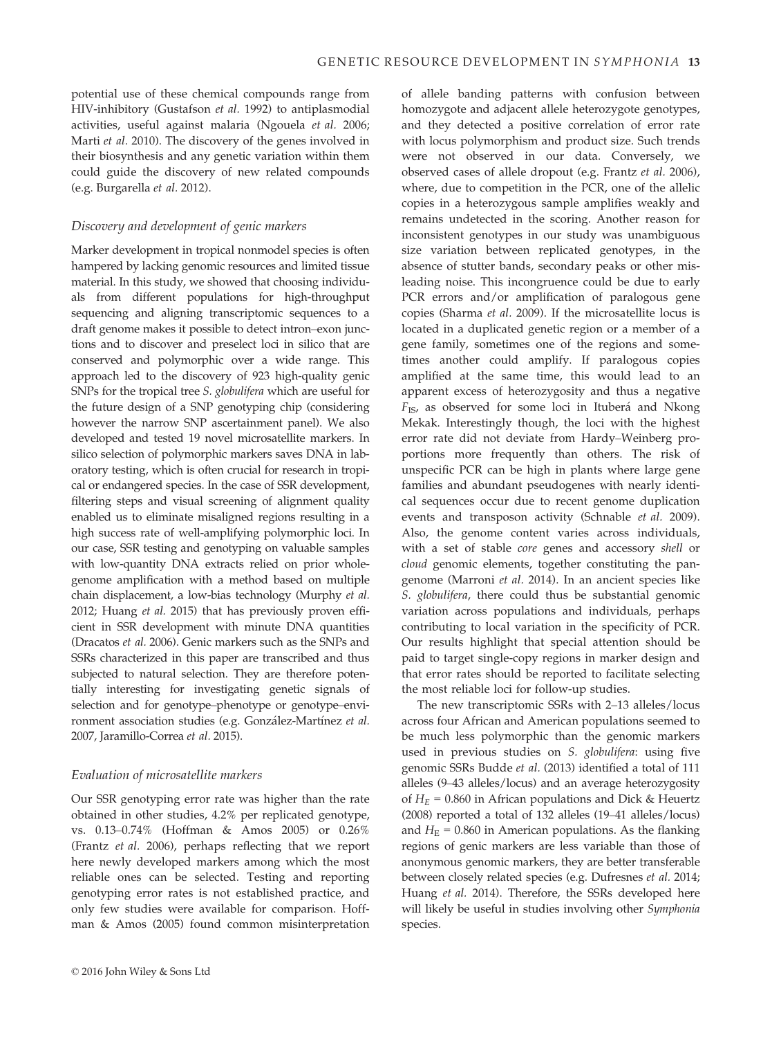potential use of these chemical compounds range from HIV-inhibitory (Gustafson *et al.* 1992) to antiplasmodial activities, useful against malaria (Ngouela *et al.* 2006; Marti *et al.* 2010). The discovery of the genes involved in their biosynthesis and any genetic variation within them could guide the discovery of new related compounds (e.g. Burgarella *et al.* 2012).

### *Discovery and development of genic markers*

Marker development in tropical nonmodel species is often hampered by lacking genomic resources and limited tissue material. In this study, we showed that choosing individuals from different populations for high-throughput sequencing and aligning transcriptomic sequences to a draft genome makes it possible to detect intron–exon junctions and to discover and preselect loci in silico that are conserved and polymorphic over a wide range. This approach led to the discovery of 923 high-quality genic SNPs for the tropical tree *S. globulifera* which are useful for the future design of a SNP genotyping chip (considering however the narrow SNP ascertainment panel). We also developed and tested 19 novel microsatellite markers. In silico selection of polymorphic markers saves DNA in laboratory testing, which is often crucial for research in tropical or endangered species. In the case of SSR development, filtering steps and visual screening of alignment quality enabled us to eliminate misaligned regions resulting in a high success rate of well-amplifying polymorphic loci. In our case, SSR testing and genotyping on valuable samples with low-quantity DNA extracts relied on prior whole-genome amplification with a method based on multiple chain displacement, a low-bias technology (Murphy *et al.* 2012; Huang *et al.* 2015) that has previously proven efficient in SSR development with minute DNA quantities (Dracatos *et al.* 2006). Genic markers such as the SNPs and SSRs characterized in this paper are transcribed and thus subjected to natural selection. They are therefore potentially interesting for investigating genetic signals of selection and for genotype–phenotype or genotype–environment association studies (e.g. González-Martínez *et al.* 2007, Jaramillo-Correa *et al.* 2015).

### *Evaluation of microsatellite markers*

Our SSR genotyping error rate was higher than the rate obtained in other studies, 4.2% per replicated genotype, vs. 0.13–0.74% (Hoffman & Amos 2005) or 0.26% (Frantz *et al.* 2006), perhaps reflecting that we report here newly developed markers among which the most reliable ones can be selected. Testing and reporting genotyping error rates is not established practice, and only few studies were available for comparison. Hoffman & Amos (2005) found common misinterpretation of allele banding patterns with confusion between homozygote and adjacent allele heterozygote genotypes, and they detected a positive correlation of error rate with locus polymorphism and product size. Such trends were not observed in our data. Conversely, we observed cases of allele dropout (e.g. Frantz *et al.* 2006), where, due to competition in the PCR, one of the allelic copies in a heterozygous sample amplifies weakly and remains undetected in the scoring. Another reason for inconsistent genotypes in our study was unambiguous size variation between replicated genotypes, in the absence of stutter bands, secondary peaks or other misleading noise. This incongruence could be due to early PCR errors and/or amplification of paralogous gene copies (Sharma *et al.* 2009). If the microsatellite locus is located in a duplicated genetic region or a member of a gene family, sometimes one of the regions and sometimes another could amplify. If paralogous copies amplified at the same time, this would lead to an apparent excess of heterozygosity and thus a negative $F_{IS}$, as observed for some loci in Ituberá and Nkong Mekak. Interestingly though, the loci with the highest error rate did not deviate from Hardy–Weinberg proportions more frequently than others. The risk of unspecific PCR can be high in plants where large gene families and abundant pseudogenes with nearly identical sequences occur due to recent genome duplication events and transposon activity (Schnable *et al.* 2009). Also, the genome content varies across individuals, with a set of stable *core* genes and accessory *shell* or *cloud* genomic elements, together constituting the pan-genome (Marroni *et al.* 2014). In an ancient species like *S. globulifera*, there could thus be substantial genomic variation across populations and individuals, perhaps contributing to local variation in the specificity of PCR. Our results highlight that special attention should be paid to target single-copy regions in marker design and that error rates should be reported to facilitate selecting the most reliable loci for follow-up studies.

The new transcriptomic SSRs with 2–13 alleles/locus across four African and American populations seemed to be much less polymorphic than the genomic markers used in previous studies on *S. globulifera*: using five genomic SSRs Budde *et al.* (2013) identified a total of 111 alleles (9–43 alleles/locus) and an average heterozygosity of $H_E = 0.860$ in African populations and Dick & Heuertz (2008) reported a total of 132 alleles (19–41 alleles/locus) and $H_E = 0.860$ in American populations. As the flanking regions of genic markers are less variable than those of anonymous genomic markers, they are better transferable between closely related species (e.g. Dufresnes *et al.* 2014; Huang *et al.* 2014). Therefore, the SSRs developed here will likely be useful in studies involving other *Symphonia* species.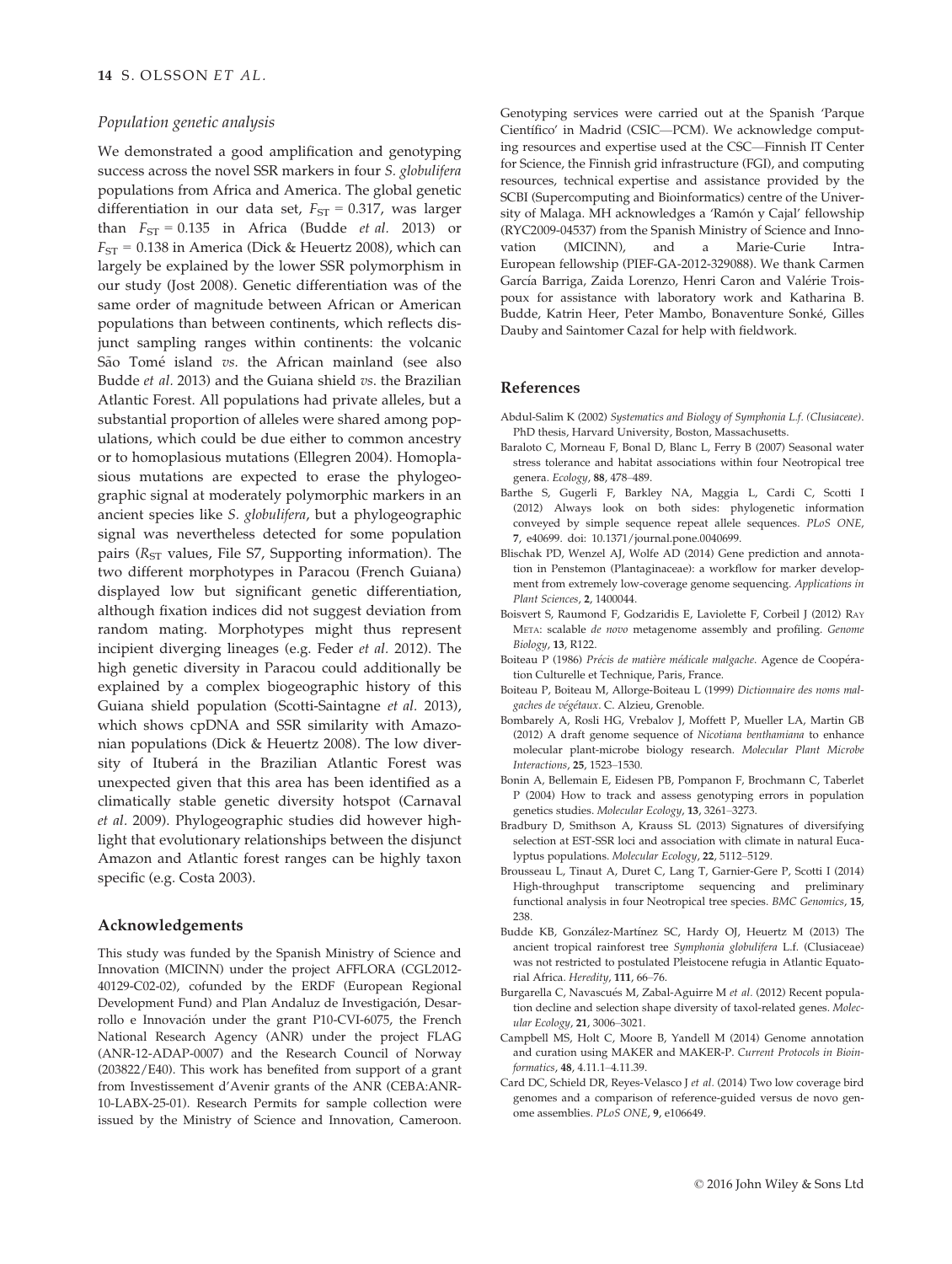### Population genetic analysis

We demonstrated a good amplification and genotyping success across the novel SSR markers in four *S. globulifera* populations from Africa and America. The global genetic differentiation in our data set, $F_{ST} = 0.317$, was larger than $F_{ST} = 0.135$ in Africa (Budde *et al.* 2013) or $F_{ST} = 0.138$ in America (Dick & Heuertz 2008), which can largely be explained by the lower SSR polymorphism in our study (Jost 2008). Genetic differentiation was of the same order of magnitude between African or American populations than between continents, which reflects disjunct sampling ranges within continents: the volcanic São Tomé island *vs.* the African mainland (see also Budde *et al.* 2013) and the Guiana shield *vs.* the Brazilian Atlantic Forest. All populations had private alleles, but a substantial proportion of alleles were shared among populations, which could be due either to common ancestry or to homoplasious mutations (Ellegren 2004). Homoplasious mutations are expected to erase the phylogeographic signal at moderately polymorphic markers in an ancient species like *S. globulifera*, but a phylogeographic signal was nevertheless detected for some population pairs ($R_{ST}$ values, File S7, Supporting information). The two different morphotypes in Paracou (French Guiana) displayed low but significant genetic differentiation, although fixation indices did not suggest deviation from random mating. Morphotypes might thus represent incipient diverging lineages (e.g. Feder *et al.* 2012). The high genetic diversity in Paracou could additionally be explained by a complex biogeographic history of this Guiana shield population (Scotti-Saintagne *et al.* 2013), which shows cpDNA and SSR similarity with Amazonian populations (Dick & Heuertz 2008). The low diversity of Ituberá in the Brazilian Atlantic Forest was unexpected given that this area has been identified as a climatically stable genetic diversity hotspot (Carnaval *et al.* 2009). Phylogeographic studies did however highlight that evolutionary relationships between the disjunct Amazon and Atlantic forest ranges can be highly taxon specific (e.g. Costa 2003).

## Acknowledgements

This study was funded by the Spanish Ministry of Science and Innovation (MICINN) under the project AFFLORA (CGL2012-40129-C02-02), cofunded by the ERDF (European Regional Development Fund) and Plan Andaluz de Investigación, Desarrollo e Innovación under the grant P10-CVI-6075, the French National Research Agency (ANR) under the project FLAG (ANR-12-ADAP-0007) and the Research Council of Norway (203822/E40). This work has benefited from support of a grant from Investissement d'Avenir grants of the ANR (CEBA:ANR-10-LABX-25-01). Research Permits for sample collection were issued by the Ministry of Science and Innovation, Cameroon. Genotyping services were carried out at the Spanish 'Parque Científico' in Madrid (CSIC—PCM). We acknowledge computing resources and expertise used at the CSC—Finnish IT Center for Science, the Finnish grid infrastructure (FGI), and computing resources, technical expertise and assistance provided by the SCBI (Supercomputing and Bioinformatics) centre of the University of Malaga. MH acknowledges a 'Ramón y Cajal' fellowship (RYC2009-04537) from the Spanish Ministry of Science and Innovation (MICINN), and a Marie-Curie Intra-European fellowship (PIEF-GA-2012-329088). We thank Carmen García Barriga, Zaida Lorenzo, Henri Caron and Valérie Troispoux for assistance with laboratory work and Katharina B. Budde, Katrin Heer, Peter Mambo, Bonaventure Sonké, Gilles Dauby and Saintomer Cazal for help with fieldwork.

## References

Abdul-Salim K (2002) *Systematics and Biology of Symphonia L.f. (Clusiaceae)*. PhD thesis, Harvard University, Boston, Massachusetts.

Baraloto C, Morneau F, Bonal D, Blanc L, Ferry B (2007) Seasonal water stress tolerance and habitat associations within four Neotropical tree genera. *Ecology*, **88**, 478–489.

Barthe S, Gugerli F, Barkley NA, Maggia L, Cardi C, Scotti I (2012) Always look on both sides: phylogenetic information conveyed by simple sequence repeat allele sequences. *PLoS ONE*, **7**, e40699. doi: 10.1371/journal.pone.0040699.

Blischak PD, Wenzel AJ, Wolfe AD (2014) Gene prediction and annotation in Penstemon (Plantaginaceae): a workflow for marker development from extremely low-coverage genome sequencing. *Applications in Plant Sciences*, **2**, 1400044.

Boisvert S, Raumond F, Godzaridis E, Laviolette F, Corbeil J (2012) Ray Meta: scalable *de novo* metagenome assembly and profiling. *Genome Biology*, **13**, R122.

Boiteau P (1986) *Précis de matière médicale malgache*. Agence de Coopération Culturelle et Technique, Paris, France.

Boiteau P, Boiteau M, Allorge-Boiteau L (1999) *Dictionnaire des noms malgaches de végétaux*. C. Alzieu, Grenoble.

Bombarely A, Rosli HG, Vrebalov J, Moffett P, Mueller LA, Martin GB (2012) A draft genome sequence of *Nicotiana benthamiana* to enhance molecular plant-microbe biology research. *Molecular Plant Microbe Interactions*, **25**, 1523–1530.

Bonin A, Bellemain E, Eidesen PB, Pompanon F, Brochmann C, Taberlet P (2004) How to track and assess genotyping errors in population genetics studies. *Molecular Ecology*, **13**, 3261–3273.

Bradbury D, Smithson A, Krauss SL (2013) Signatures of diversifying selection at EST-SSR loci and association with climate in natural Eucalyptus populations. *Molecular Ecology*, **22**, 5112–5129.

Brousseau L, Tinaut A, Duret C, Lang T, Garnier-Gere P, Scotti I (2014) High-throughput transcriptome sequencing and preliminary functional analysis in four Neotropical tree species. *BMC Genomics*, **15**, 238.

Budde KB, González-Martínez SC, Hardy OJ, Heuertz M (2013) The ancient tropical rainforest tree *Symphonia globulifera* L.f. (Clusiaceae) was not restricted to postulated Pleistocene refugia in Atlantic Equatorial Africa. *Heredity*, **111**, 66–76.

Burgarella C, Navascués M, Zabal-Aguirre M *et al.* (2012) Recent population decline and selection shape diversity of taxol-related genes. *Molecular Ecology*, **21**, 3006–3021.

Campbell MS, Holt C, Moore B, Yandell M (2014) Genome annotation and curation using MAKER and MAKER-P. *Current Protocols in Bioinformatics*, **48**, 4.11.1–4.11.39.

Card DC, Schield DR, Reyes-Velasco J *et al.* (2014) Two low coverage bird genomes and a comparison of reference-guided versus de novo genome assemblies. *PLoS ONE*, **9**, e106649.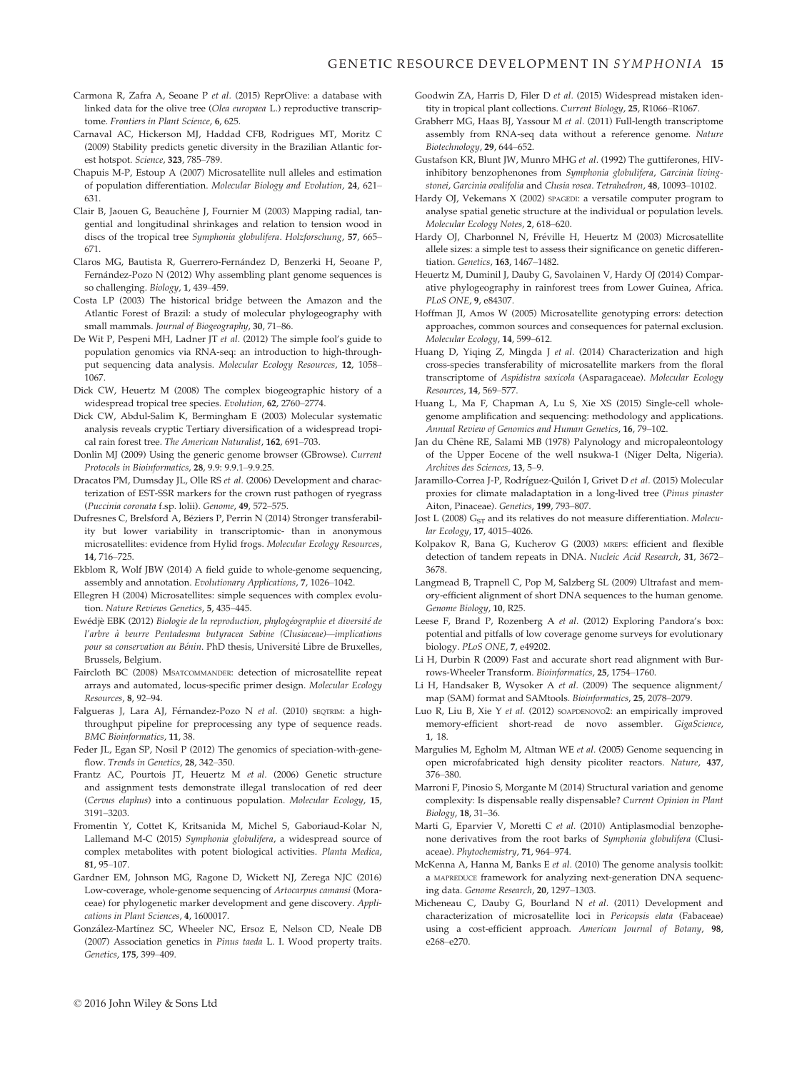Carmona R, Zafra A, Seoane P *et al.* (2015) ReprOlive: a database with linked data for the olive tree (*Olea europaea* L.) reproductive transcriptome. *Frontiers in Plant Science*, **6**, 625.

Carnaval AC, Hickerson MJ, Haddad CFB, Rodrigues MT, Moritz C (2009) Stability predicts genetic diversity in the Brazilian Atlantic forest hotspot. *Science*, **323**, 785–789.

Chapuis M-P, Estoup A (2007) Microsatellite null alleles and estimation of population differentiation. *Molecular Biology and Evolution*, **24**, 621–631.

Clair B, Jaouen G, Beauchêne J, Fournier M (2003) Mapping radial, tangential and longitudinal shrinkages and relation to tension wood in discs of the tropical tree *Symphonia globulifera*. *Holzforschung*, **57**, 665–671.

Claros MG, Bautista R, Guerrero-Fernández D, Benzerki H, Seoane P, Fernández-Pozo N (2012) Why assembling plant genome sequences is so challenging. *Biology*, **1**, 439–459.

Costa LP (2003) The historical bridge between the Amazon and the Atlantic Forest of Brazil: a study of molecular phylogeography with small mammals. *Journal of Biogeography*, **30**, 71–86.

De Wit P, Pespeni MH, Ladner JT *et al.* (2012) The simple fool's guide to population genomics via RNA-seq: an introduction to high-throughput sequencing data analysis. *Molecular Ecology Resources*, **12**, 1058–1067.

Dick CW, Heuertz M (2008) The complex biogeographic history of a widespread tropical tree species. *Evolution*, **62**, 2760–2774.

Dick CW, Abdul-Salim K, Bermingham E (2003) Molecular systematic analysis reveals cryptic Tertiary diversification of a widespread tropical rain forest tree. *The American Naturalist*, **162**, 691–703.

Donlin MJ (2009) Using the generic genome browser (GBrowse). *Current Protocols in Bioinformatics*, **28**, 9.9: 9.9.1–9.9.25.

Dracatos PM, Dumsday JL, Olle RS *et al.* (2006) Development and characterization of EST-SSR markers for the crown rust pathogen of ryegrass (*Puccinia coronata* f.sp. lolii). *Genome*, **49**, 572–575.

Dufresnes C, Brelsford A, Béziers P, Perrin N (2014) Stronger transferability but lower variability in transcriptomic- than in anonymous microsatellites: evidence from Hylid frogs. *Molecular Ecology Resources*, **14**, 716–725.

Ekblom R, Wolf JBW (2014) A field guide to whole-genome sequencing, assembly and annotation. *Evolutionary Applications*, **7**, 1026–1042.

Ellegren H (2004) Microsatellites: simple sequences with complex evolution. *Nature Reviews Genetics*, **5**, 435–445.

Ewédjè EBK (2012) *Biologie de la reproduction, phylogéographie et diversité de l'arbre à beurre Pentadesma butyracea Sabine (Clusiaceae)—implications pour sa conservation au Bénin*. PhD thesis, Université Libre de Bruxelles, Brussels, Belgium.

Faircloth BC (2008) MSATCOMMANDER: detection of microsatellite repeat arrays and automated, locus-specific primer design. *Molecular Ecology Resources*, **8**, 92–94.

Falgueras J, Lara AJ, Férnandez-Pozo N *et al.* (2010) SEQTRIM: a high-throughput pipeline for preprocessing any type of sequence reads. *BMC Bioinformatics*, **11**, 38.

Feder JL, Egan SP, Nosil P (2012) The genomics of speciation-with-gene-flow. *Trends in Genetics*, **28**, 342–350.

Frantz AC, Pourtois JT, Heuertz M *et al.* (2006) Genetic structure and assignment tests demonstrate illegal translocation of red deer (*Cervus elaphus*) into a continuous population. *Molecular Ecology*, **15**, 3191–3203.

Fromentin Y, Cottet K, Kritsanida M, Michel S, Gaboriaud-Kolar N, Lallemand M-C (2015) *Symphonia globulifera*, a widespread source of complex metabolites with potent biological activities. *Planta Medica*, **81**, 95–107.

Gardner EM, Johnson MG, Ragone D, Wickett NJ, Zerega NJC (2016) Low-coverage, whole-genome sequencing of *Artocarpus camansi* (Moraceae) for phylogenetic marker development and gene discovery. *Applications in Plant Sciences*, **4**, 1600017.

González-Martínez SC, Wheeler NC, Ersoz E, Nelson CD, Neale DB (2007) Association genetics in *Pinus taeda* L. I. Wood property traits. *Genetics*, **175**, 399–409.

Goodwin ZA, Harris D, Filer D *et al.* (2015) Widespread mistaken identity in tropical plant collections. *Current Biology*, **25**, R1066–R1067.

Grabherr MG, Haas BJ, Yassour M *et al.* (2011) Full-length transcriptome assembly from RNA-seq data without a reference genome. *Nature Biotechnology*, **29**, 644–652.

Gustafson KR, Blunt JW, Munro MHG *et al.* (1992) The guttiferones, HIV-inhibitory benzophenones from *Symphonia globulifera*, *Garcinia livingstonei*, *Garcinia ovalifolia* and *Clusia rosea*. *Tetrahedron*, **48**, 10093–10102.

Hardy OJ, Vekemans X (2002) SPAGEDI: a versatile computer program to analyse spatial genetic structure at the individual or population levels. *Molecular Ecology Notes*, **2**, 618–620.

Hardy OJ, Charbonnel N, Fréville H, Heuertz M (2003) Microsatellite allele sizes: a simple test to assess their significance on genetic differentiation. *Genetics*, **163**, 1467–1482.

Heuertz M, Duminil J, Dauby G, Savolainen V, Hardy OJ (2014) Comparative phylogeography in rainforest trees from Lower Guinea, Africa. *PLoS ONE*, **9**, e84307.

Hoffman JI, Amos W (2005) Microsatellite genotyping errors: detection approaches, common sources and consequences for paternal exclusion. *Molecular Ecology*, **14**, 599–612.

Huang D, Yiqing Z, Mingda J *et al.* (2014) Characterization and high cross-species transferability of microsatellite markers from the floral transcriptome of *Aspidistra saxicola* (Asparagaceae). *Molecular Ecology Resources*, **14**, 569–577.

Huang L, Ma F, Chapman A, Lu S, Xie XS (2015) Single-cell whole-genome amplification and sequencing: methodology and applications. *Annual Review of Genomics and Human Genetics*, **16**, 79–102.

Jan du Chêne RE, Salami MB (1978) Palynology and micropaleontology of the Upper Eocene of the well nsukwa-1 (Niger Delta, Nigeria). *Archives des Sciences*, **13**, 5–9.

Jaramillo-Correa J-P, Rodríguez-Quilón I, Grivet D *et al.* (2015) Molecular proxies for climate maladaptation in a long-lived tree (*Pinus pinaster* Aiton, Pinaceae). *Genetics*, **199**, 793–807.

Jost L (2008) $G_{ST}$ and its relatives do not measure differentiation. *Molecular Ecology*, **17**, 4015–4026.

Kolpakov R, Bana G, Kucherov G (2003) MREPS: efficient and flexible detection of tandem repeats in DNA. *Nucleic Acid Research*, **31**, 3672–3678.

Langmead B, Trapnell C, Pop M, Salzberg SL (2009) Ultrafast and memory-efficient alignment of short DNA sequences to the human genome. *Genome Biology*, **10**, R25.

Leese F, Brand P, Rozenberg A *et al.* (2012) Exploring Pandora's box: potential and pitfalls of low coverage genome surveys for evolutionary biology. *PLoS ONE*, **7**, e49202.

Li H, Durbin R (2009) Fast and accurate short read alignment with Burrows-Wheeler Transform. *Bioinformatics*, **25**, 1754–1760.

Li H, Handsaker B, Wysoker A *et al.* (2009) The sequence alignment/map (SAM) format and SAMtools. *Bioinformatics*, **25**, 2078–2079.

Luo R, Liu B, Xie Y *et al.* (2012) SOAPDENOVO2: an empirically improved memory-efficient short-read de novo assembler. *GigaScience*, **1**, 18.

Margulies M, Egholm M, Altman WE *et al.* (2005) Genome sequencing in open microfabricated high density picoliter reactors. *Nature*, **437**, 376–380.

Marroni F, Pinosio S, Morgante M (2014) Structural variation and genome complexity: Is dispensable really dispensable? *Current Opinion in Plant Biology*, **18**, 31–36.

Marti G, Eparvier V, Moretti C *et al.* (2010) Antiplasmodial benzophenone derivatives from the root barks of *Symphonia globulifera* (Clusiaceae). *Phytochemistry*, **71**, 964–974.

McKenna A, Hanna M, Banks E *et al.* (2010) The genome analysis toolkit: a MAPREDUCE framework for analyzing next-generation DNA sequencing data. *Genome Research*, **20**, 1297–1303.

Micheneau C, Dauby G, Bourland N *et al.* (2011) Development and characterization of microsatellite loci in *Pericopsis elata* (Fabaceae) using a cost-efficient approach. *American Journal of Botany*, **98**, e268–e270.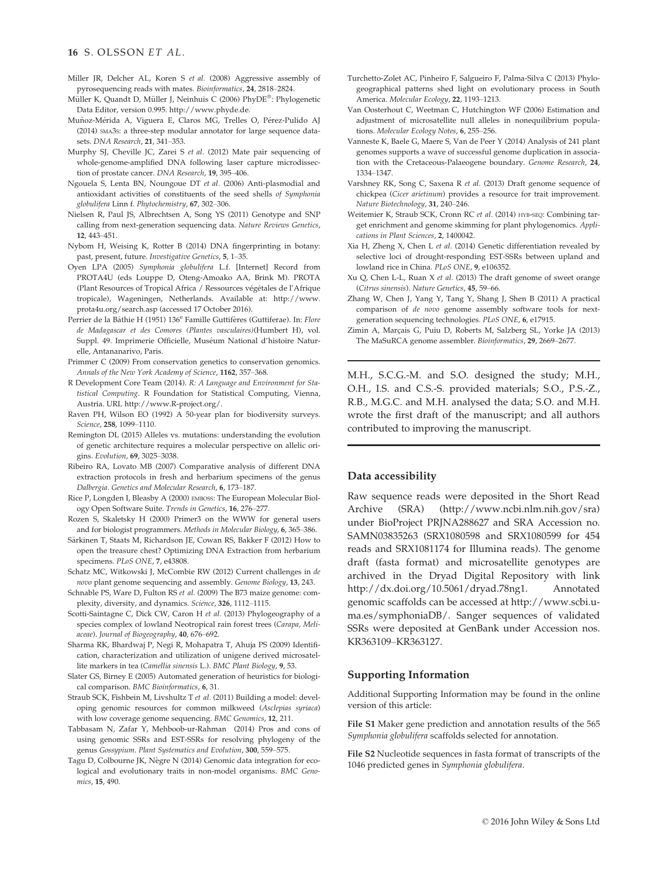Miller JR, Delcher AL, Koren S *et al.* (2008) Aggressive assembly of pyrosequencing reads with mates. *Bioinformatics*, **24**, 2818–2824.

Müller K, Quandt D, Müller J, Neinhuis C (2006) PhyDE®: Phylogenetic Data Editor, version 0.995. http://www.phyde.de.

Muñoz-Mérida A, Viguera E, Claros MG, Trelles O, Pérez-Pulido AJ (2014) SMA3S: a three-step modular annotator for large sequence datasets. *DNA Research*, **21**, 341–353.

Murphy SJ, Cheville JC, Zarei S *et al.* (2012) Mate pair sequencing of whole-genome-amplified DNA following laser capture microdissection of prostate cancer. *DNA Research*, **19**, 395–406.

Ngouela S, Lenta BN, Noungoue DT *et al.* (2006) Anti-plasmodial and antioxidant activities of constituents of the seed shells *of Symphonia globulifera* Linn f. *Phytochemistry*, **67**, 302–306.

Nielsen R, Paul JS, Albrechtsen A, Song YS (2011) Genotype and SNP calling from next-generation sequencing data. *Nature Reviews Genetics*, **12**, 443–451.

Nybom H, Weising K, Rotter B (2014) DNA fingerprinting in botany: past, present, future. *Investigative Genetics*, **5**, 1–35.

Oyen LPA (2005) *Symphonia globulifera* L.f. [Internet] Record from PROTA4U (eds Louppe D, Oteng-Amoako AA, Brink M). PROTA (Plant Resources of Tropical Africa / Ressources végétales de l'Afrique tropicale), Wageningen, Netherlands. Available at: http://www.prota4u.org/search.asp (accessed 17 October 2016).

Perrier de la Bâthie H (1951) 136e Famille Guttifères (Guttiferae). In: *Flore de Madagascar et des Comores (Plantes vasculaires)*(Humbert H), vol. Suppl. 49. Imprimerie Officielle, Muséum National d'histoire Naturelle, Antananarivo, Paris.

Primmer C (2009) From conservation genetics to conservation genomics. *Annals of the New York Academy of Science*, **1162**, 357–368.

R Development Core Team (2014). *R: A Language and Environment for Statistical Computing*. R Foundation for Statistical Computing, Vienna, Austria. URL http://www.R-project.org/.

Raven PH, Wilson EO (1992) A 50-year plan for biodiversity surveys. *Science*, **258**, 1099–1110.

Remington DL (2015) Alleles vs. mutations: understanding the evolution of genetic architecture requires a molecular perspective on allelic origins. *Evolution*, **69**, 3025–3038.

Ribeiro RA, Lovato MB (2007) Comparative analysis of different DNA extraction protocols in fresh and herbarium specimens of the genus *Dalbergia*. *Genetics and Molecular Research*, **6**, 173–187.

Rice P, Longden I, Bleasby A (2000) EMBOSS: The European Molecular Biology Open Software Suite. *Trends in Genetics*, **16**, 276–277.

Rozen S, Skaletsky H (2000) Primer3 on the WWW for general users and for biologist programmers. *Methods in Molecular Biology*, **6**, 365–386.

Särkinen T, Staats M, Richardson JE, Cowan RS, Bakker F (2012) How to open the treasure chest? Optimizing DNA Extraction from herbarium specimens. *PLoS ONE*, **7**, e43808.

Schatz MC, Witkowski J, McCombie WR (2012) Current challenges in *de novo* plant genome sequencing and assembly. *Genome Biology*, **13**, 243.

Schnable PS, Ware D, Fulton RS *et al.* (2009) The B73 maize genome: complexity, diversity, and dynamics. *Science*, **326**, 1112–1115.

Scotti-Saintagne C, Dick CW, Caron H *et al.* (2013) Phylogeography of a species complex of lowland Neotropical rain forest trees (*Carapa, Meliaceae*). *Journal of Biogeography*, **40**, 676–692.

Sharma RK, Bhardwaj P, Negi R, Mohapatra T, Ahuja PS (2009) Identification, characterization and utilization of unigene derived microsatellite markers in tea (*Camellia sinensis* L.). *BMC Plant Biology*, **9**, 53.

Slater GS, Birney E (2005) Automated generation of heuristics for biological comparison. *BMC Bioinformatics*, **6**, 31.

Straub SCK, Fishbein M, Livshultz T *et al.* (2011) Building a model: developing genomic resources for common milkweed (*Asclepias syriaca*) with low coverage genome sequencing. *BMC Genomics*, **12**, 211.

Tabbasam N, Zafar Y, Mehboob-ur-Rahman (2014) Pros and cons of using genomic SSRs and EST-SSRs for resolving phylogeny of the genus *Gossypium*. *Plant Systematics and Evolution*, **300**, 559–575.

Tagu D, Colbourne JK, Nègre N (2014) Genomic data integration for ecological and evolutionary traits in non-model organisms. *BMC Genomics*, **15**, 490.

Turchetto-Zolet AC, Pinheiro F, Salgueiro F, Palma-Silva C (2013) Phylogeographical patterns shed light on evolutionary process in South America. *Molecular Ecology*, **22**, 1193–1213.

Van Oosterhout C, Weetman C, Hutchington WF (2006) Estimation and adjustment of microsatellite null alleles in nonequilibrium populations. *Molecular Ecology Notes*, **6**, 255–256.

Vanneste K, Baele G, Maere S, Van de Peer Y (2014) Analysis of 241 plant genomes supports a wave of successful genome duplication in association with the Cretaceous-Palaeogene boundary. *Genome Research*, **24**, 1334–1347.

Varshney RK, Song C, Saxena R *et al.* (2013) Draft genome sequence of chickpea (*Cicer arietinum*) provides a resource for trait improvement. *Nature Biotechnology*, **31**, 240–246.

Weitemier K, Straub SCK, Cronn RC *et al.* (2014) HYB-SEQ: Combining target enrichment and genome skimming for plant phylogenomics. *Applications in Plant Sciences*, **2**, 1400042.

Xia H, Zheng X, Chen L *et al.* (2014) Genetic differentiation revealed by selective loci of drought-responding EST-SSRs between upland and lowland rice in China. *PLoS ONE*, **9**, e106352.

Xu Q, Chen L-L, Ruan X *et al.* (2013) The draft genome of sweet orange (*Citrus sinensis*). *Nature Genetics*, **45**, 59–66.

Zhang W, Chen J, Yang Y, Tang Y, Shang J, Shen B (2011) A practical comparison of *de novo* genome assembly software tools for next-generation sequencing technologies. *PLoS ONE*, **6**, e17915.

Zimin A, Marçais G, Puiu D, Roberts M, Salzberg SL, Yorke JA (2013) The MaSuRCA genome assembler. *Bioinformatics*, **29**, 2669–2677.

---

M.H., S.C.G.-M. and S.O. designed the study; M.H., O.H., I.S. and C.S.-S. provided materials; S.O., P.S.-Z., R.B., M.G.C. and M.H. analysed the data; S.O. and M.H. wrote the first draft of the manuscript; and all authors contributed to improving the manuscript.

---

## Data accessibility

Raw sequence reads were deposited in the Short Read Archive (SRA) (http://www.ncbi.nlm.nih.gov/sra) under BioProject PRJNA288627 and SRA Accession no. SAMN03835263 (SRX1080598 and SRX1080599 for 454 reads and SRX1081174 for Illumina reads). The genome draft (fasta format) and microsatellite genotypes are archived in the Dryad Digital Repository with link http://dx.doi.org/10.5061/dryad.78ng1. Annotated genomic scaffolds can be accessed at http://www.scbi.uma.es/symphoniaDB/. Sanger sequences of validated SSRs were deposited at GenBank under Accession nos. KR363109–KR363127.

## Supporting Information

Additional Supporting Information may be found in the online version of this article:

**File S1** Maker gene prediction and annotation results of the 565 *Symphonia globulifera* scaffolds selected for annotation.

**File S2** Nucleotide sequences in fasta format of transcripts of the 1046 predicted genes in *Symphonia globulifera*.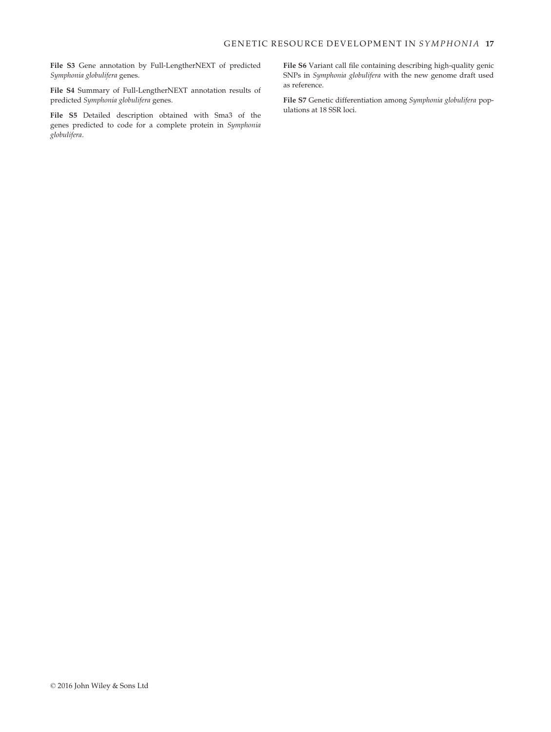**File S3** Gene annotation by Full-LengtherNEXT of predicted *Symphonia globulifera* genes.

**File S4** Summary of Full-LengtherNEXT annotation results of predicted *Symphonia globulifera* genes.

**File S5** Detailed description obtained with Sma3 of the genes predicted to code for a complete protein in *Symphonia globulifera*.

**File S6** Variant call file containing describing high-quality genic SNPs in *Symphonia globulifera* with the new genome draft used as reference.

**File S7** Genetic differentiation among *Symphonia globulifera* populations at 18 SSR loci.

© 2016 John Wiley & Sons Ltd